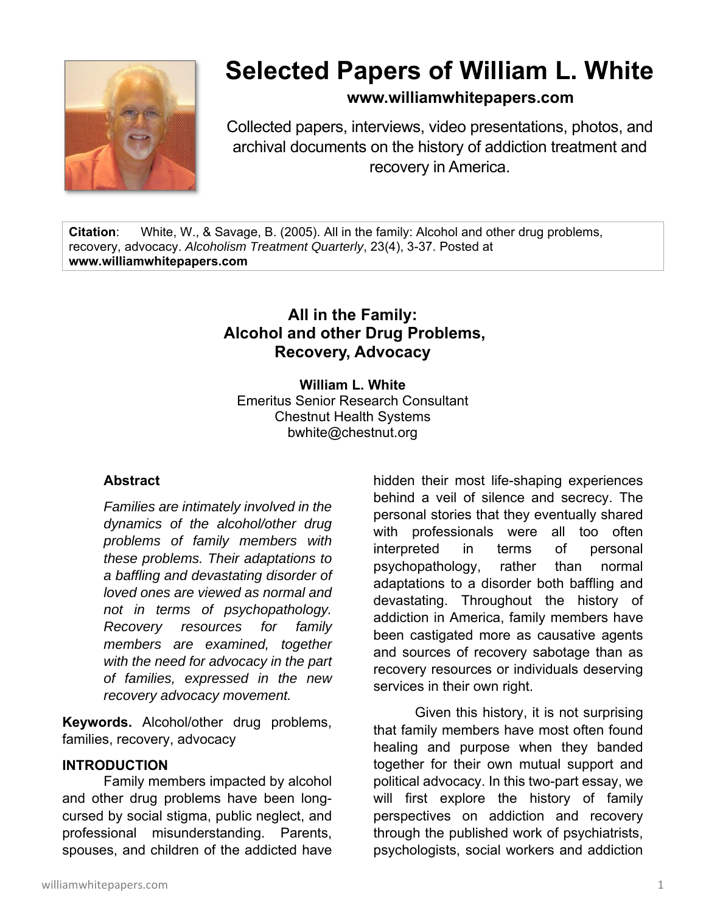# Selected Papers of William L. White

**www.williamwhitepapers.com**

Collected papers, interviews, video presentations, photos, and archival documents on the history of addiction treatment and recovery in America.

**Citation**: White, W., & Savage, B. (2005). All in the family: Alcohol and other drug problems, recovery, advocacy. *Alcoholism Treatment Quarterly*, 23(4), 3-37. Posted at **www.williamwhitepapers.com**

## All in the Family: Alcohol and other Drug Problems, Recovery, Advocacy

**William L. White**
Emeritus Senior Research Consultant
Chestnut Health Systems
bwhite@chestnut.org

### Abstract

*Families are intimately involved in the dynamics of the alcohol/other drug problems of family members with these problems. Their adaptations to a baffling and devastating disorder of loved ones are viewed as normal and not in terms of psychopathology. Recovery resources for family members are examined, together with the need for advocacy in the part of families, expressed in the new recovery advocacy movement.*

**Keywords.** Alcohol/other drug problems, families, recovery, advocacy

### INTRODUCTION

Family members impacted by alcohol and other drug problems have been long-cursed by social stigma, public neglect, and professional misunderstanding. Parents, spouses, and children of the addicted have hidden their most life-shaping experiences behind a veil of silence and secrecy. The personal stories that they eventually shared with professionals were all too often interpreted in terms of personal psychopathology, rather than normal adaptations to a disorder both baffling and devastating. Throughout the history of addiction in America, family members have been castigated more as causative agents and sources of recovery sabotage than as recovery resources or individuals deserving services in their own right.

Given this history, it is not surprising that family members have most often found healing and purpose when they banded together for their own mutual support and political advocacy. In this two-part essay, we will first explore the history of family perspectives on addiction and recovery through the published work of psychiatrists, psychologists, social workers and addiction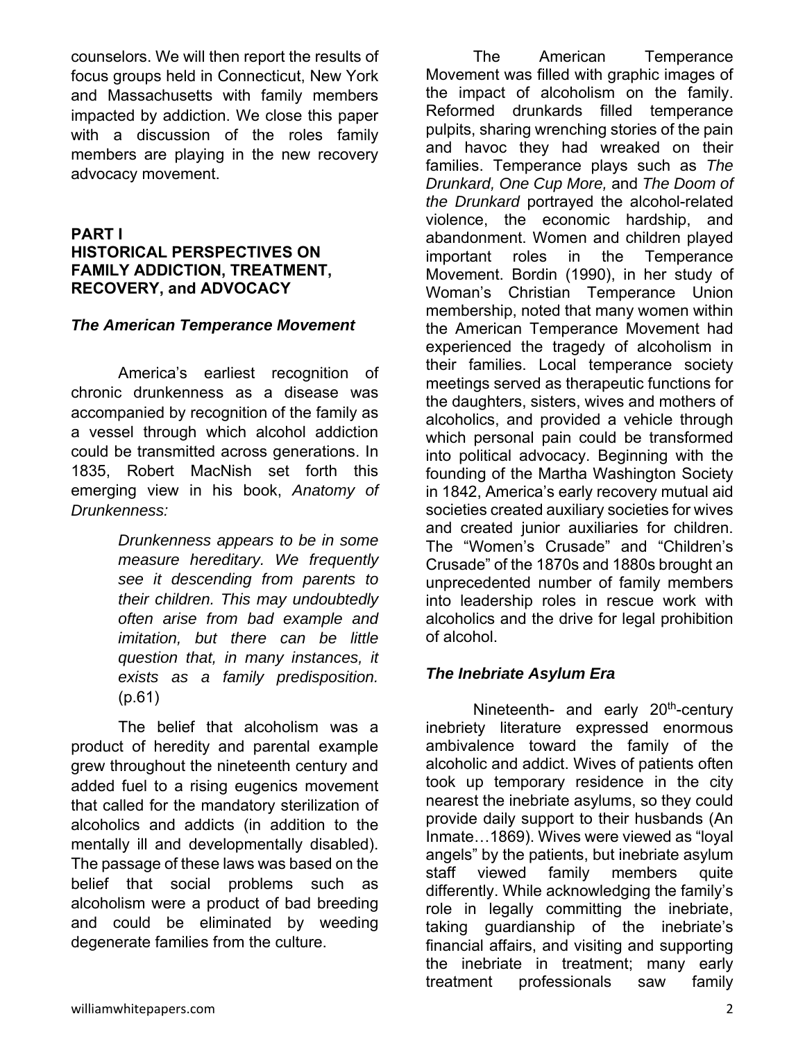counselors. We will then report the results of focus groups held in Connecticut, New York and Massachusetts with family members impacted by addiction. We close this paper with a discussion of the roles family members are playing in the new recovery advocacy movement.

## PART I
## HISTORICAL PERSPECTIVES ON FAMILY ADDICTION, TREATMENT, RECOVERY, and ADVOCACY

### *The American Temperance Movement*

America's earliest recognition of chronic drunkenness as a disease was accompanied by recognition of the family as a vessel through which alcohol addiction could be transmitted across generations. In 1835, Robert MacNish set forth this emerging view in his book, *Anatomy of Drunkenness:*

> *Drunkenness appears to be in some measure hereditary. We frequently see it descending from parents to their children. This may undoubtedly often arise from bad example and imitation, but there can be little question that, in many instances, it exists as a family predisposition.* (p.61)

The belief that alcoholism was a product of heredity and parental example grew throughout the nineteenth century and added fuel to a rising eugenics movement that called for the mandatory sterilization of alcoholics and addicts (in addition to the mentally ill and developmentally disabled). The passage of these laws was based on the belief that social problems such as alcoholism were a product of bad breeding and could be eliminated by weeding degenerate families from the culture.

The American Temperance Movement was filled with graphic images of the impact of alcoholism on the family. Reformed drunkards filled temperance pulpits, sharing wrenching stories of the pain and havoc they had wreaked on their families. Temperance plays such as *The Drunkard, One Cup More,* and *The Doom of the Drunkard* portrayed the alcohol-related violence, the economic hardship, and abandonment. Women and children played important roles in the Temperance Movement. Bordin (1990), in her study of Woman's Christian Temperance Union membership, noted that many women within the American Temperance Movement had experienced the tragedy of alcoholism in their families. Local temperance society meetings served as therapeutic functions for the daughters, sisters, wives and mothers of alcoholics, and provided a vehicle through which personal pain could be transformed into political advocacy. Beginning with the founding of the Martha Washington Society in 1842, America's early recovery mutual aid societies created auxiliary societies for wives and created junior auxiliaries for children. The "Women's Crusade" and "Children's Crusade" of the 1870s and 1880s brought an unprecedented number of family members into leadership roles in rescue work with alcoholics and the drive for legal prohibition of alcohol.

### *The Inebriate Asylum Era*

Nineteenth- and early 20th-century inebriety literature expressed enormous ambivalence toward the family of the alcoholic and addict. Wives of patients often took up temporary residence in the city nearest the inebriate asylums, so they could provide daily support to their husbands (An Inmate…1869). Wives were viewed as "loyal angels" by the patients, but inebriate asylum staff viewed family members quite differently. While acknowledging the family's role in legally committing the inebriate, taking guardianship of the inebriate's financial affairs, and visiting and supporting the inebriate in treatment; many early treatment professionals saw family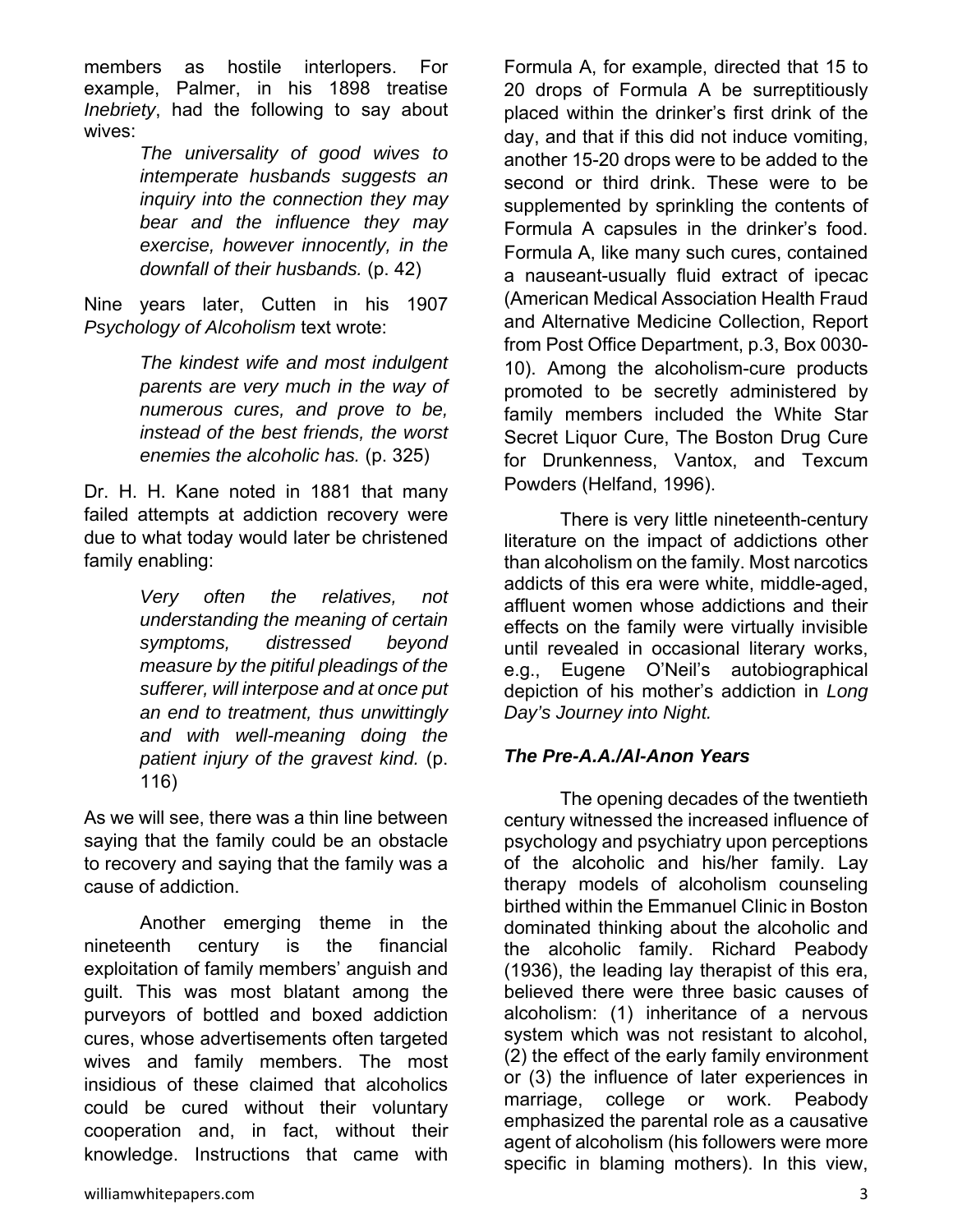members as hostile interlopers. For example, Palmer, in his 1898 treatise *Inebriety*, had the following to say about wives:

> *The universality of good wives to intemperate husbands suggests an inquiry into the connection they may bear and the influence they may exercise, however innocently, in the downfall of their husbands.* (p. 42)

Nine years later, Cutten in his 1907 *Psychology of Alcoholism* text wrote:

> *The kindest wife and most indulgent parents are very much in the way of numerous cures, and prove to be, instead of the best friends, the worst enemies the alcoholic has.* (p. 325)

Dr. H. H. Kane noted in 1881 that many failed attempts at addiction recovery were due to what today would later be christened family enabling:

> *Very often the relatives, not understanding the meaning of certain symptoms, distressed beyond measure by the pitiful pleadings of the sufferer, will interpose and at once put an end to treatment, thus unwittingly and with well-meaning doing the patient injury of the gravest kind.* (p. 116)

As we will see, there was a thin line between saying that the family could be an obstacle to recovery and saying that the family was a cause of addiction.

Another emerging theme in the nineteenth century is the financial exploitation of family members' anguish and guilt. This was most blatant among the purveyors of bottled and boxed addiction cures, whose advertisements often targeted wives and family members. The most insidious of these claimed that alcoholics could be cured without their voluntary cooperation and, in fact, without their knowledge. Instructions that came with Formula A, for example, directed that 15 to 20 drops of Formula A be surreptitiously placed within the drinker's first drink of the day, and that if this did not induce vomiting, another 15-20 drops were to be added to the second or third drink. These were to be supplemented by sprinkling the contents of Formula A capsules in the drinker's food. Formula A, like many such cures, contained a nauseant-usually fluid extract of ipecac (American Medical Association Health Fraud and Alternative Medicine Collection, Report from Post Office Department, p.3, Box 0030-10). Among the alcoholism-cure products promoted to be secretly administered by family members included the White Star Secret Liquor Cure, The Boston Drug Cure for Drunkenness, Vantox, and Texcum Powders (Helfand, 1996).

There is very little nineteenth-century literature on the impact of addictions other than alcoholism on the family. Most narcotics addicts of this era were white, middle-aged, affluent women whose addictions and their effects on the family were virtually invisible until revealed in occasional literary works, e.g., Eugene O'Neil's autobiographical depiction of his mother's addiction in *Long Day's Journey into Night.*

### *The Pre-A.A./Al-Anon Years*

The opening decades of the twentieth century witnessed the increased influence of psychology and psychiatry upon perceptions of the alcoholic and his/her family. Lay therapy models of alcoholism counseling birthed within the Emmanuel Clinic in Boston dominated thinking about the alcoholic and the alcoholic family. Richard Peabody (1936), the leading lay therapist of this era, believed there were three basic causes of alcoholism: (1) inheritance of a nervous system which was not resistant to alcohol, (2) the effect of the early family environment or (3) the influence of later experiences in marriage, college or work. Peabody emphasized the parental role as a causative agent of alcoholism (his followers were more specific in blaming mothers). In this view,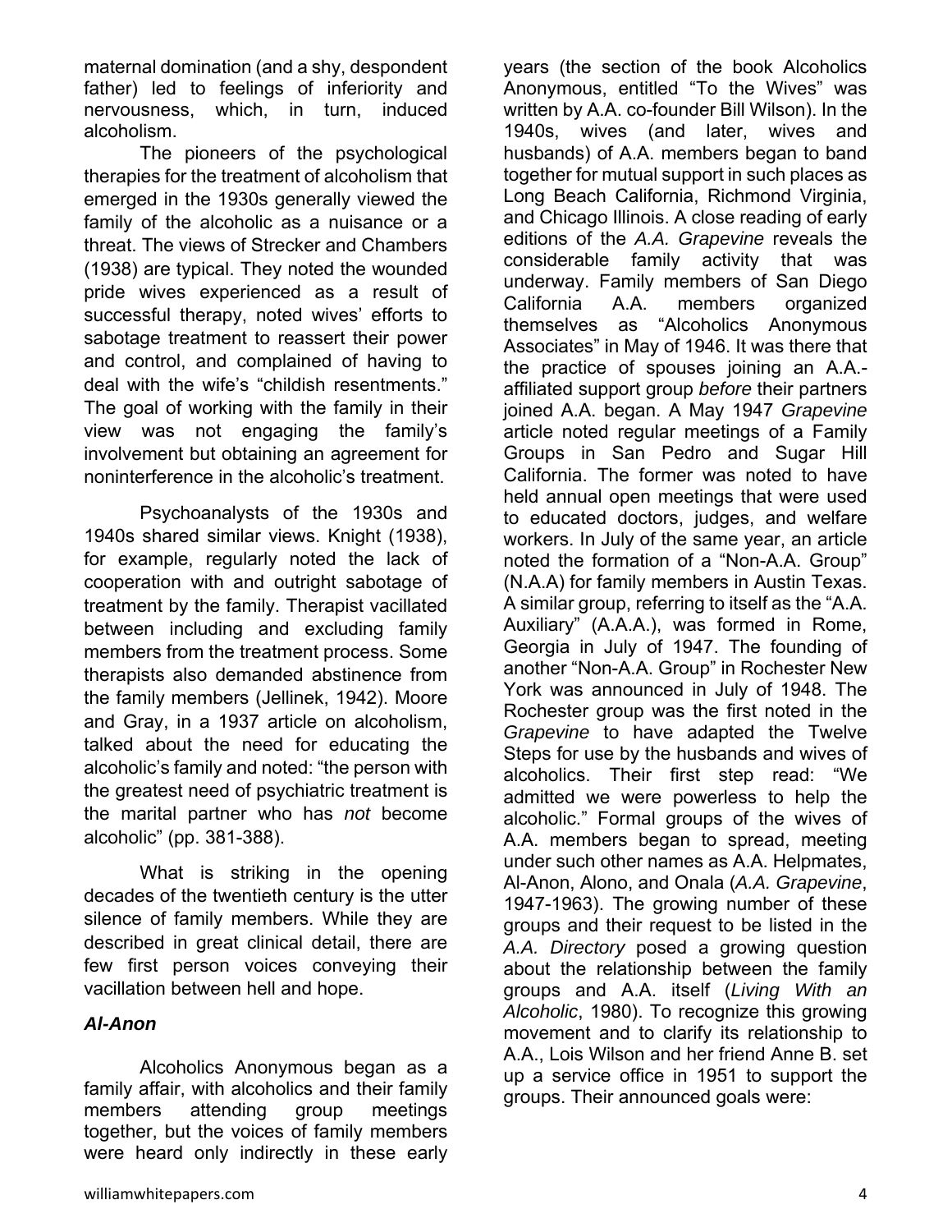maternal domination (and a shy, despondent father) led to feelings of inferiority and nervousness, which, in turn, induced alcoholism.

The pioneers of the psychological therapies for the treatment of alcoholism that emerged in the 1930s generally viewed the family of the alcoholic as a nuisance or a threat. The views of Strecker and Chambers (1938) are typical. They noted the wounded pride wives experienced as a result of successful therapy, noted wives' efforts to sabotage treatment to reassert their power and control, and complained of having to deal with the wife's "childish resentments." The goal of working with the family in their view was not engaging the family's involvement but obtaining an agreement for noninterference in the alcoholic's treatment.

Psychoanalysts of the 1930s and 1940s shared similar views. Knight (1938), for example, regularly noted the lack of cooperation with and outright sabotage of treatment by the family. Therapist vacillated between including and excluding family members from the treatment process. Some therapists also demanded abstinence from the family members (Jellinek, 1942). Moore and Gray, in a 1937 article on alcoholism, talked about the need for educating the alcoholic's family and noted: "the person with the greatest need of psychiatric treatment is the marital partner who has *not* become alcoholic" (pp. 381-388).

What is striking in the opening decades of the twentieth century is the utter silence of family members. While they are described in great clinical detail, there are few first person voices conveying their vacillation between hell and hope.

### *Al-Anon*

Alcoholics Anonymous began as a family affair, with alcoholics and their family members attending group meetings together, but the voices of family members were heard only indirectly in these early years (the section of the book Alcoholics Anonymous, entitled "To the Wives" was written by A.A. co-founder Bill Wilson). In the 1940s, wives (and later, wives and husbands) of A.A. members began to band together for mutual support in such places as Long Beach California, Richmond Virginia, and Chicago Illinois. A close reading of early editions of the *A.A. Grapevine* reveals the considerable family activity that was underway. Family members of San Diego California A.A. members organized themselves as "Alcoholics Anonymous Associates" in May of 1946. It was there that the practice of spouses joining an A.A.-affiliated support group *before* their partners joined A.A. began. A May 1947 *Grapevine* article noted regular meetings of a Family Groups in San Pedro and Sugar Hill California. The former was noted to have held annual open meetings that were used to educated doctors, judges, and welfare workers. In July of the same year, an article noted the formation of a "Non-A.A. Group" (N.A.A) for family members in Austin Texas. A similar group, referring to itself as the "A.A. Auxiliary" (A.A.A.), was formed in Rome, Georgia in July of 1947. The founding of another "Non-A.A. Group" in Rochester New York was announced in July of 1948. The Rochester group was the first noted in the *Grapevine* to have adapted the Twelve Steps for use by the husbands and wives of alcoholics. Their first step read: "We admitted we were powerless to help the alcoholic." Formal groups of the wives of A.A. members began to spread, meeting under such other names as A.A. Helpmates, Al-Anon, Alono, and Onala (*A.A. Grapevine*, 1947-1963). The growing number of these groups and their request to be listed in the *A.A. Directory* posed a growing question about the relationship between the family groups and A.A. itself (*Living With an Alcoholic*, 1980). To recognize this growing movement and to clarify its relationship to A.A., Lois Wilson and her friend Anne B. set up a service office in 1951 to support the groups. Their announced goals were: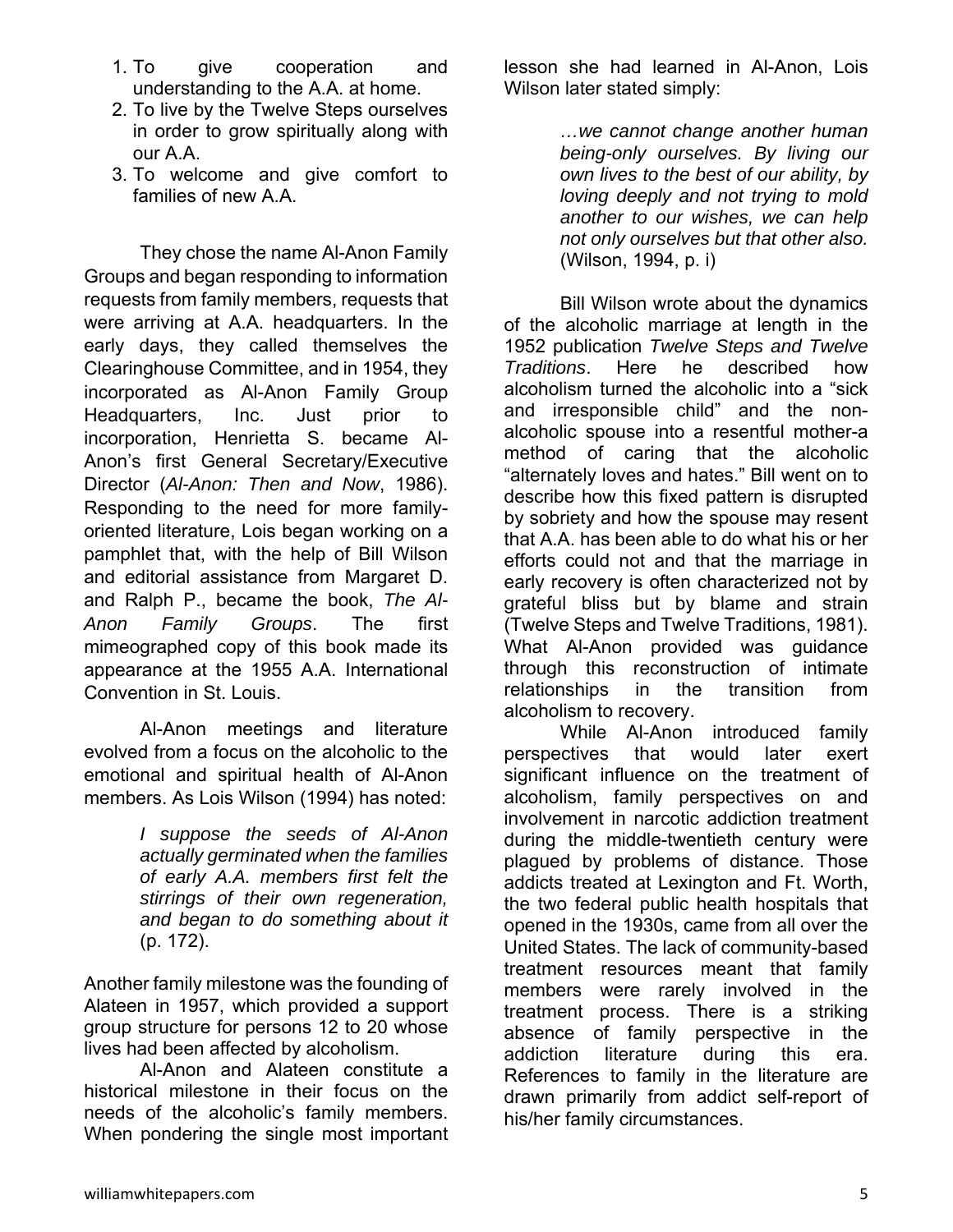1. To give cooperation and understanding to the A.A. at home.
2. To live by the Twelve Steps ourselves in order to grow spiritually along with our A.A.
3. To welcome and give comfort to families of new A.A.

They chose the name Al-Anon Family Groups and began responding to information requests from family members, requests that were arriving at A.A. headquarters. In the early days, they called themselves the Clearinghouse Committee, and in 1954, they incorporated as Al-Anon Family Group Headquarters, Inc. Just prior to incorporation, Henrietta S. became Al-Anon's first General Secretary/Executive Director (*Al-Anon: Then and Now*, 1986). Responding to the need for more family-oriented literature, Lois began working on a pamphlet that, with the help of Bill Wilson and editorial assistance from Margaret D. and Ralph P., became the book, *The Al-Anon Family Groups*. The first mimeographed copy of this book made its appearance at the 1955 A.A. International Convention in St. Louis.

Al-Anon meetings and literature evolved from a focus on the alcoholic to the emotional and spiritual health of Al-Anon members. As Lois Wilson (1994) has noted:

> *I suppose the seeds of Al-Anon actually germinated when the families of early A.A. members first felt the stirrings of their own regeneration, and began to do something about it* (p. 172).

Another family milestone was the founding of Alateen in 1957, which provided a support group structure for persons 12 to 20 whose lives had been affected by alcoholism.

Al-Anon and Alateen constitute a historical milestone in their focus on the needs of the alcoholic's family members. When pondering the single most important lesson she had learned in Al-Anon, Lois Wilson later stated simply:

> *…we cannot change another human being-only ourselves. By living our own lives to the best of our ability, by loving deeply and not trying to mold another to our wishes, we can help not only ourselves but that other also.* (Wilson, 1994, p. i)

Bill Wilson wrote about the dynamics of the alcoholic marriage at length in the 1952 publication *Twelve Steps and Twelve Traditions*. Here he described how alcoholism turned the alcoholic into a "sick and irresponsible child" and the non-alcoholic spouse into a resentful mother-a method of caring that the alcoholic "alternately loves and hates." Bill went on to describe how this fixed pattern is disrupted by sobriety and how the spouse may resent that A.A. has been able to do what his or her efforts could not and that the marriage in early recovery is often characterized not by grateful bliss but by blame and strain (Twelve Steps and Twelve Traditions, 1981). What Al-Anon provided was guidance through this reconstruction of intimate relationships in the transition from alcoholism to recovery.

While Al-Anon introduced family perspectives that would later exert significant influence on the treatment of alcoholism, family perspectives on and involvement in narcotic addiction treatment during the middle-twentieth century were plagued by problems of distance. Those addicts treated at Lexington and Ft. Worth, the two federal public health hospitals that opened in the 1930s, came from all over the United States. The lack of community-based treatment resources meant that family members were rarely involved in the treatment process. There is a striking absence of family perspective in the addiction literature during this era. References to family in the literature are drawn primarily from addict self-report of his/her family circumstances.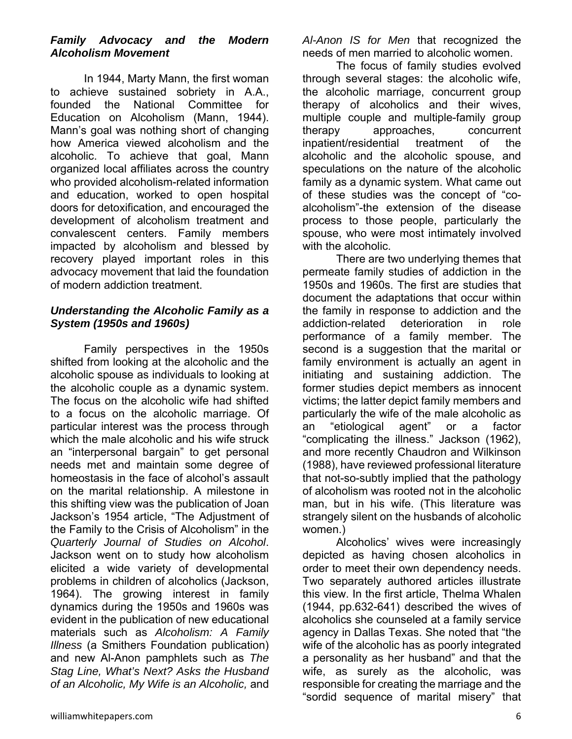### *Family Advocacy and the Modern Alcoholism Movement*

In 1944, Marty Mann, the first woman to achieve sustained sobriety in A.A., founded the National Committee for Education on Alcoholism (Mann, 1944). Mann's goal was nothing short of changing how America viewed alcoholism and the alcoholic. To achieve that goal, Mann organized local affiliates across the country who provided alcoholism-related information and education, worked to open hospital doors for detoxification, and encouraged the development of alcoholism treatment and convalescent centers. Family members impacted by alcoholism and blessed by recovery played important roles in this advocacy movement that laid the foundation of modern addiction treatment.

### *Understanding the Alcoholic Family as a System (1950s and 1960s)*

Family perspectives in the 1950s shifted from looking at the alcoholic and the alcoholic spouse as individuals to looking at the alcoholic couple as a dynamic system. The focus on the alcoholic wife had shifted to a focus on the alcoholic marriage. Of particular interest was the process through which the male alcoholic and his wife struck an "interpersonal bargain" to get personal needs met and maintain some degree of homeostasis in the face of alcohol's assault on the marital relationship. A milestone in this shifting view was the publication of Joan Jackson's 1954 article, "The Adjustment of the Family to the Crisis of Alcoholism" in the *Quarterly Journal of Studies on Alcohol*. Jackson went on to study how alcoholism elicited a wide variety of developmental problems in children of alcoholics (Jackson, 1964). The growing interest in family dynamics during the 1950s and 1960s was evident in the publication of new educational materials such as *Alcoholism: A Family Illness* (a Smithers Foundation publication) and new Al-Anon pamphlets such as *The Stag Line, What's Next? Asks the Husband of an Alcoholic, My Wife is an Alcoholic,* and *Al-Anon IS for Men* that recognized the needs of men married to alcoholic women.

The focus of family studies evolved through several stages: the alcoholic wife, the alcoholic marriage, concurrent group therapy of alcoholics and their wives, multiple couple and multiple-family group therapy approaches, concurrent inpatient/residential treatment of the alcoholic and the alcoholic spouse, and speculations on the nature of the alcoholic family as a dynamic system. What came out of these studies was the concept of "co-alcoholism"-the extension of the disease process to those people, particularly the spouse, who were most intimately involved with the alcoholic.

There are two underlying themes that permeate family studies of addiction in the 1950s and 1960s. The first are studies that document the adaptations that occur within the family in response to addiction and the addiction-related deterioration in role performance of a family member. The second is a suggestion that the marital or family environment is actually an agent in initiating and sustaining addiction. The former studies depict members as innocent victims; the latter depict family members and particularly the wife of the male alcoholic as an "etiological agent" or a factor "complicating the illness." Jackson (1962), and more recently Chaudron and Wilkinson (1988), have reviewed professional literature that not-so-subtly implied that the pathology of alcoholism was rooted not in the alcoholic man, but in his wife. (This literature was strangely silent on the husbands of alcoholic women.)

Alcoholics' wives were increasingly depicted as having chosen alcoholics in order to meet their own dependency needs. Two separately authored articles illustrate this view. In the first article, Thelma Whalen (1944, pp.632-641) described the wives of alcoholics she counseled at a family service agency in Dallas Texas. She noted that "the wife of the alcoholic has as poorly integrated a personality as her husband" and that the wife, as surely as the alcoholic, was responsible for creating the marriage and the "sordid sequence of marital misery" that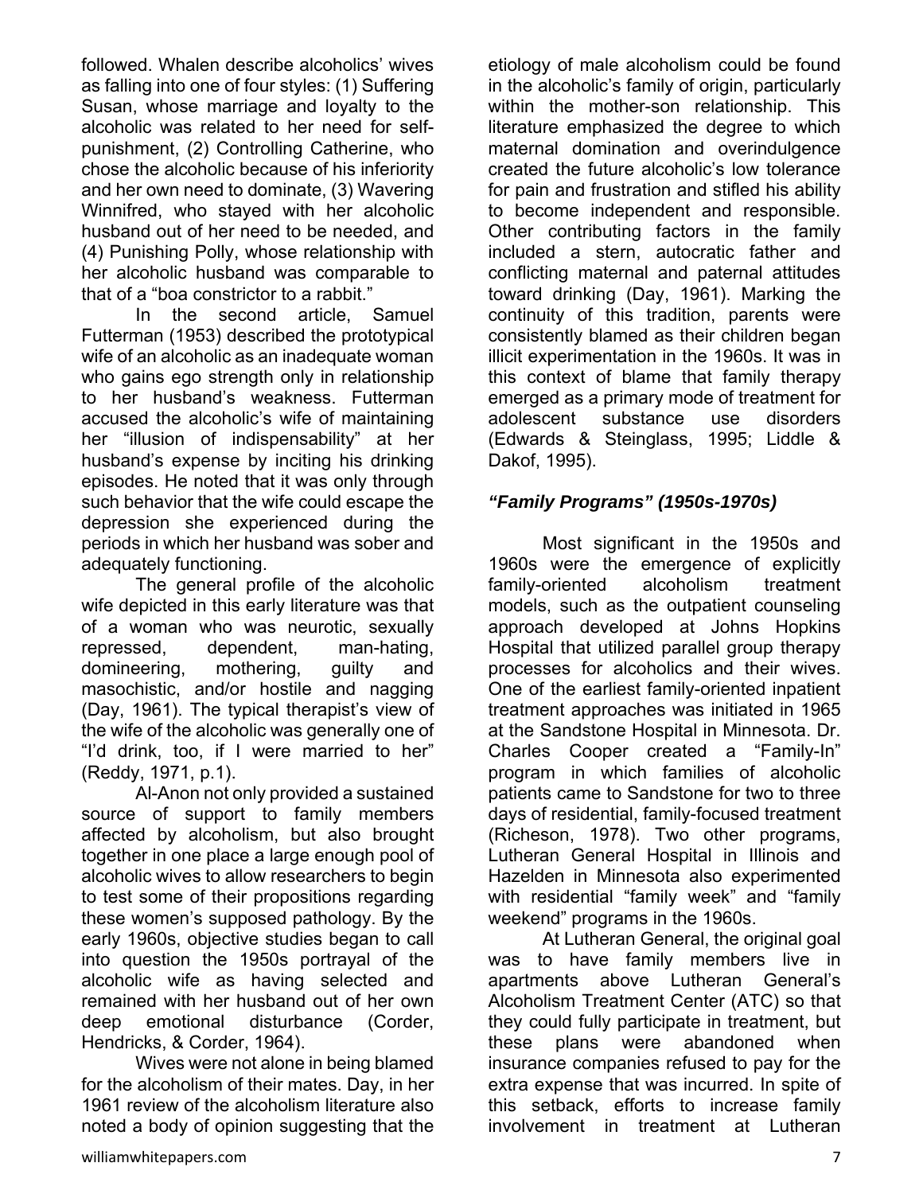followed. Whalen describe alcoholics' wives as falling into one of four styles: (1) Suffering Susan, whose marriage and loyalty to the alcoholic was related to her need for self-punishment, (2) Controlling Catherine, who chose the alcoholic because of his inferiority and her own need to dominate, (3) Wavering Winnifred, who stayed with her alcoholic husband out of her need to be needed, and (4) Punishing Polly, whose relationship with her alcoholic husband was comparable to that of a "boa constrictor to a rabbit."

In the second article, Samuel Futterman (1953) described the prototypical wife of an alcoholic as an inadequate woman who gains ego strength only in relationship to her husband's weakness. Futterman accused the alcoholic's wife of maintaining her "illusion of indispensability" at her husband's expense by inciting his drinking episodes. He noted that it was only through such behavior that the wife could escape the depression she experienced during the periods in which her husband was sober and adequately functioning.

The general profile of the alcoholic wife depicted in this early literature was that of a woman who was neurotic, sexually repressed, dependent, man-hating, domineering, mothering, guilty and masochistic, and/or hostile and nagging (Day, 1961). The typical therapist's view of the wife of the alcoholic was generally one of "I'd drink, too, if I were married to her" (Reddy, 1971, p.1).

Al-Anon not only provided a sustained source of support to family members affected by alcoholism, but also brought together in one place a large enough pool of alcoholic wives to allow researchers to begin to test some of their propositions regarding these women's supposed pathology. By the early 1960s, objective studies began to call into question the 1950s portrayal of the alcoholic wife as having selected and remained with her husband out of her own deep emotional disturbance (Corder, Hendricks, & Corder, 1964).

Wives were not alone in being blamed for the alcoholism of their mates. Day, in her 1961 review of the alcoholism literature also noted a body of opinion suggesting that the etiology of male alcoholism could be found in the alcoholic's family of origin, particularly within the mother-son relationship. This literature emphasized the degree to which maternal domination and overindulgence created the future alcoholic's low tolerance for pain and frustration and stifled his ability to become independent and responsible. Other contributing factors in the family included a stern, autocratic father and conflicting maternal and paternal attitudes toward drinking (Day, 1961). Marking the continuity of this tradition, parents were consistently blamed as their children began illicit experimentation in the 1960s. It was in this context of blame that family therapy emerged as a primary mode of treatment for adolescent substance use disorders (Edwards & Steinglass, 1995; Liddle & Dakof, 1995).

### *"Family Programs" (1950s-1970s)*

Most significant in the 1950s and 1960s were the emergence of explicitly family-oriented alcoholism treatment models, such as the outpatient counseling approach developed at Johns Hopkins Hospital that utilized parallel group therapy processes for alcoholics and their wives. One of the earliest family-oriented inpatient treatment approaches was initiated in 1965 at the Sandstone Hospital in Minnesota. Dr. Charles Cooper created a "Family-In" program in which families of alcoholic patients came to Sandstone for two to three days of residential, family-focused treatment (Richeson, 1978). Two other programs, Lutheran General Hospital in Illinois and Hazelden in Minnesota also experimented with residential "family week" and "family weekend" programs in the 1960s.

At Lutheran General, the original goal was to have family members live in apartments above Lutheran General's Alcoholism Treatment Center (ATC) so that they could fully participate in treatment, but these plans were abandoned when insurance companies refused to pay for the extra expense that was incurred. In spite of this setback, efforts to increase family involvement in treatment at Lutheran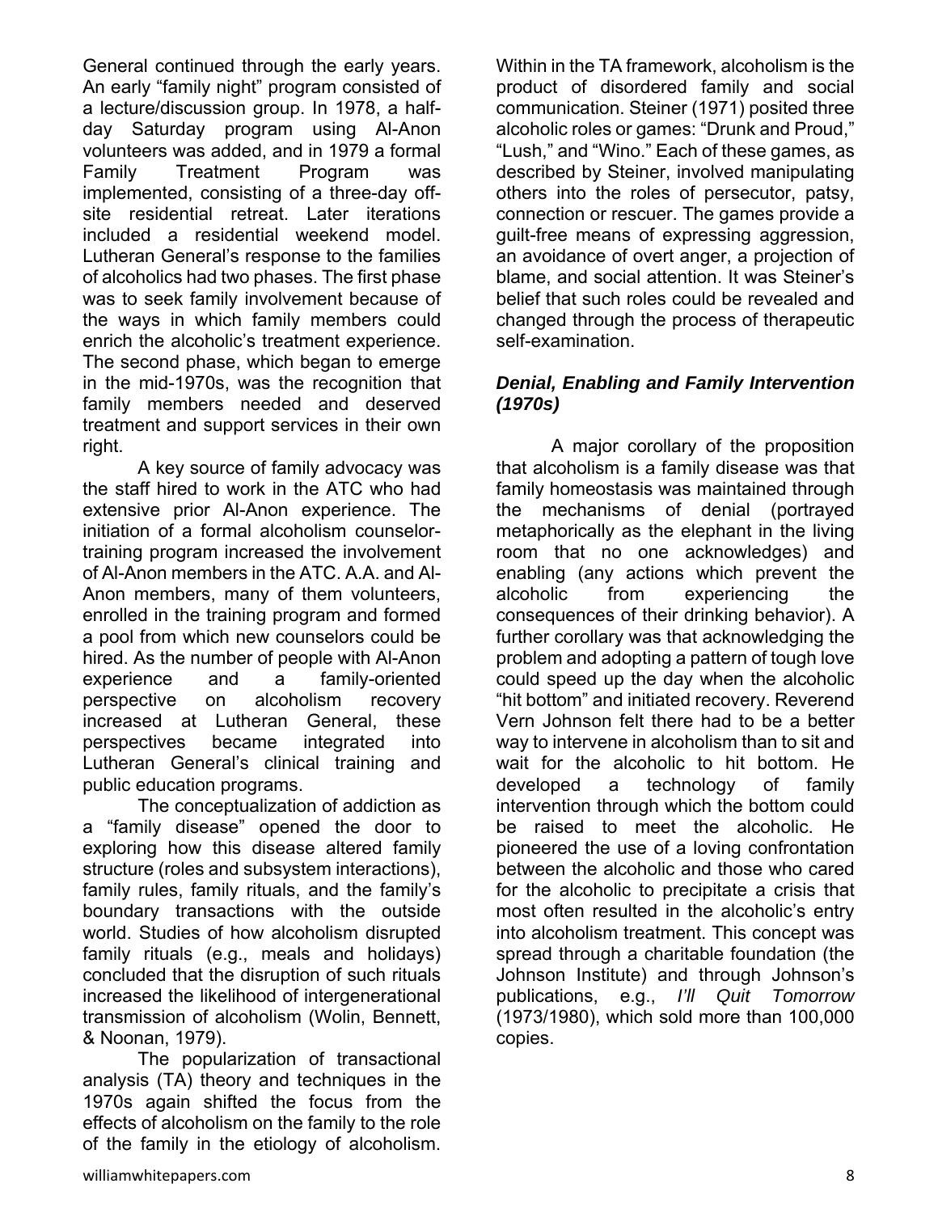General continued through the early years. An early "family night" program consisted of a lecture/discussion group. In 1978, a half-day Saturday program using Al-Anon volunteers was added, and in 1979 a formal Family Treatment Program was implemented, consisting of a three-day off-site residential retreat. Later iterations included a residential weekend model. Lutheran General's response to the families of alcoholics had two phases. The first phase was to seek family involvement because of the ways in which family members could enrich the alcoholic's treatment experience. The second phase, which began to emerge in the mid-1970s, was the recognition that family members needed and deserved treatment and support services in their own right.

A key source of family advocacy was the staff hired to work in the ATC who had extensive prior Al-Anon experience. The initiation of a formal alcoholism counselor-training program increased the involvement of Al-Anon members in the ATC. A.A. and Al-Anon members, many of them volunteers, enrolled in the training program and formed a pool from which new counselors could be hired. As the number of people with Al-Anon experience and a family-oriented perspective on alcoholism recovery increased at Lutheran General, these perspectives became integrated into Lutheran General's clinical training and public education programs.

The conceptualization of addiction as a "family disease" opened the door to exploring how this disease altered family structure (roles and subsystem interactions), family rules, family rituals, and the family's boundary transactions with the outside world. Studies of how alcoholism disrupted family rituals (e.g., meals and holidays) concluded that the disruption of such rituals increased the likelihood of intergenerational transmission of alcoholism (Wolin, Bennett, & Noonan, 1979).

The popularization of transactional analysis (TA) theory and techniques in the 1970s again shifted the focus from the effects of alcoholism on the family to the role of the family in the etiology of alcoholism. Within in the TA framework, alcoholism is the product of disordered family and social communication. Steiner (1971) posited three alcoholic roles or games: "Drunk and Proud," "Lush," and "Wino." Each of these games, as described by Steiner, involved manipulating others into the roles of persecutor, patsy, connection or rescuer. The games provide a guilt-free means of expressing aggression, an avoidance of overt anger, a projection of blame, and social attention. It was Steiner's belief that such roles could be revealed and changed through the process of therapeutic self-examination.

### *Denial, Enabling and Family Intervention (1970s)*

A major corollary of the proposition that alcoholism is a family disease was that family homeostasis was maintained through the mechanisms of denial (portrayed metaphorically as the elephant in the living room that no one acknowledges) and enabling (any actions which prevent the alcoholic from experiencing the consequences of their drinking behavior). A further corollary was that acknowledging the problem and adopting a pattern of tough love could speed up the day when the alcoholic "hit bottom" and initiated recovery. Reverend Vern Johnson felt there had to be a better way to intervene in alcoholism than to sit and wait for the alcoholic to hit bottom. He developed a technology of family intervention through which the bottom could be raised to meet the alcoholic. He pioneered the use of a loving confrontation between the alcoholic and those who cared for the alcoholic to precipitate a crisis that most often resulted in the alcoholic's entry into alcoholism treatment. This concept was spread through a charitable foundation (the Johnson Institute) and through Johnson's publications, e.g., *I'll Quit Tomorrow* (1973/1980), which sold more than 100,000 copies.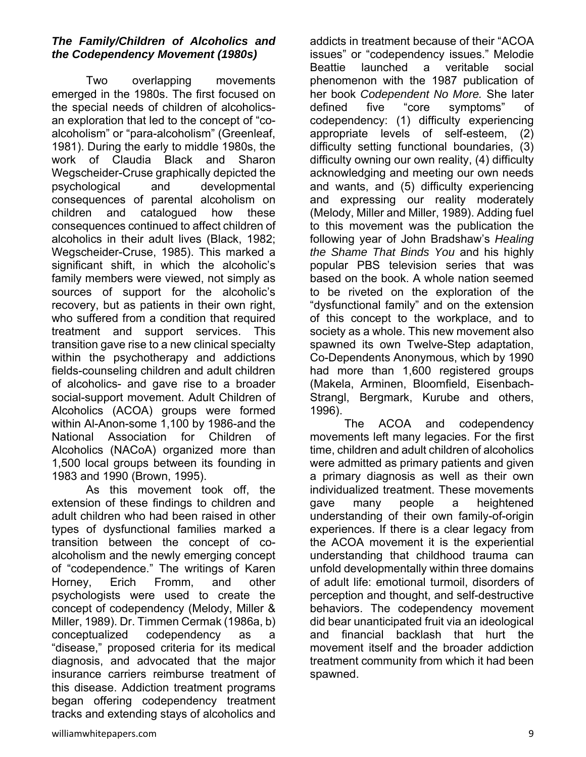### *The Family/Children of Alcoholics and the Codependency Movement (1980s)*

Two overlapping movements emerged in the 1980s. The first focused on the special needs of children of alcoholics-an exploration that led to the concept of "co-alcoholism" or "para-alcoholism" (Greenleaf, 1981). During the early to middle 1980s, the work of Claudia Black and Sharon Wegscheider-Cruse graphically depicted the psychological and developmental consequences of parental alcoholism on children and catalogued how these consequences continued to affect children of alcoholics in their adult lives (Black, 1982; Wegscheider-Cruse, 1985). This marked a significant shift, in which the alcoholic's family members were viewed, not simply as sources of support for the alcoholic's recovery, but as patients in their own right, who suffered from a condition that required treatment and support services. This transition gave rise to a new clinical specialty within the psychotherapy and addictions fields-counseling children and adult children of alcoholics- and gave rise to a broader social-support movement. Adult Children of Alcoholics (ACOA) groups were formed within Al-Anon-some 1,100 by 1986-and the National Association for Children of Alcoholics (NACoA) organized more than 1,500 local groups between its founding in 1983 and 1990 (Brown, 1995).

As this movement took off, the extension of these findings to children and adult children who had been raised in other types of dysfunctional families marked a transition between the concept of co-alcoholism and the newly emerging concept of "codependence." The writings of Karen Horney, Erich Fromm, and other psychologists were used to create the concept of codependency (Melody, Miller & Miller, 1989). Dr. Timmen Cermak (1986a, b) conceptualized codependency as a "disease," proposed criteria for its medical diagnosis, and advocated that the major insurance carriers reimburse treatment of this disease. Addiction treatment programs began offering codependency treatment tracks and extending stays of alcoholics and addicts in treatment because of their "ACOA issues" or "codependency issues." Melodie Beattie launched a veritable social phenomenon with the 1987 publication of her book *Codependent No More.* She later defined five "core symptoms" of codependency: (1) difficulty experiencing appropriate levels of self-esteem, (2) difficulty setting functional boundaries, (3) difficulty owning our own reality, (4) difficulty acknowledging and meeting our own needs and wants, and (5) difficulty experiencing and expressing our reality moderately (Melody, Miller and Miller, 1989). Adding fuel to this movement was the publication the following year of John Bradshaw's *Healing the Shame That Binds You* and his highly popular PBS television series that was based on the book. A whole nation seemed to be riveted on the exploration of the "dysfunctional family" and on the extension of this concept to the workplace, and to society as a whole. This new movement also spawned its own Twelve-Step adaptation, Co-Dependents Anonymous, which by 1990 had more than 1,600 registered groups (Makela, Arminen, Bloomfield, Eisenbach-Strangl, Bergmark, Kurube and others, 1996).

The ACOA and codependency movements left many legacies. For the first time, children and adult children of alcoholics were admitted as primary patients and given a primary diagnosis as well as their own individualized treatment. These movements gave many people a heightened understanding of their own family-of-origin experiences. If there is a clear legacy from the ACOA movement it is the experiential understanding that childhood trauma can unfold developmentally within three domains of adult life: emotional turmoil, disorders of perception and thought, and self-destructive behaviors. The codependency movement did bear unanticipated fruit via an ideological and financial backlash that hurt the movement itself and the broader addiction treatment community from which it had been spawned.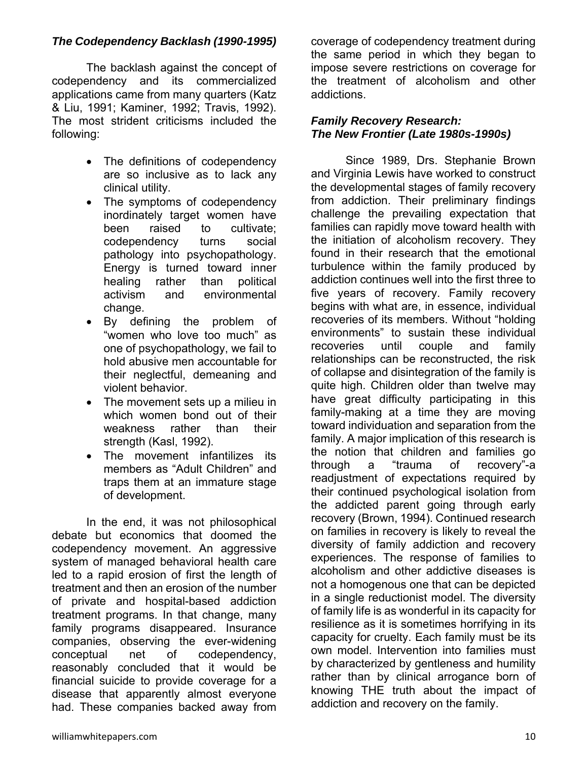### *The Codependency Backlash (1990-1995)*

The backlash against the concept of codependency and its commercialized applications came from many quarters (Katz & Liu, 1991; Kaminer, 1992; Travis, 1992). The most strident criticisms included the following:

- The definitions of codependency are so inclusive as to lack any clinical utility.
- The symptoms of codependency inordinately target women have been raised to cultivate; codependency turns social pathology into psychopathology. Energy is turned toward inner healing rather than political activism and environmental change.
- By defining the problem of "women who love too much" as one of psychopathology, we fail to hold abusive men accountable for their neglectful, demeaning and violent behavior.
- The movement sets up a milieu in which women bond out of their weakness rather than their strength (Kasl, 1992).
- The movement infantilizes its members as "Adult Children" and traps them at an immature stage of development.

In the end, it was not philosophical debate but economics that doomed the codependency movement. An aggressive system of managed behavioral health care led to a rapid erosion of first the length of treatment and then an erosion of the number of private and hospital-based addiction treatment programs. In that change, many family programs disappeared. Insurance companies, observing the ever-widening conceptual net of codependency, reasonably concluded that it would be financial suicide to provide coverage for a disease that apparently almost everyone had. These companies backed away from coverage of codependency treatment during the same period in which they began to impose severe restrictions on coverage for the treatment of alcoholism and other addictions.

### *Family Recovery Research: The New Frontier (Late 1980s-1990s)*

Since 1989, Drs. Stephanie Brown and Virginia Lewis have worked to construct the developmental stages of family recovery from addiction. Their preliminary findings challenge the prevailing expectation that families can rapidly move toward health with the initiation of alcoholism recovery. They found in their research that the emotional turbulence within the family produced by addiction continues well into the first three to five years of recovery. Family recovery begins with what are, in essence, individual recoveries of its members. Without "holding environments" to sustain these individual recoveries until couple and family relationships can be reconstructed, the risk of collapse and disintegration of the family is quite high. Children older than twelve may have great difficulty participating in this family-making at a time they are moving toward individuation and separation from the family. A major implication of this research is the notion that children and families go through a "trauma of recovery"-a readjustment of expectations required by their continued psychological isolation from the addicted parent going through early recovery (Brown, 1994). Continued research on families in recovery is likely to reveal the diversity of family addiction and recovery experiences. The response of families to alcoholism and other addictive diseases is not a homogenous one that can be depicted in a single reductionist model. The diversity of family life is as wonderful in its capacity for resilience as it is sometimes horrifying in its capacity for cruelty. Each family must be its own model. Intervention into families must by characterized by gentleness and humility rather than by clinical arrogance born of knowing THE truth about the impact of addiction and recovery on the family.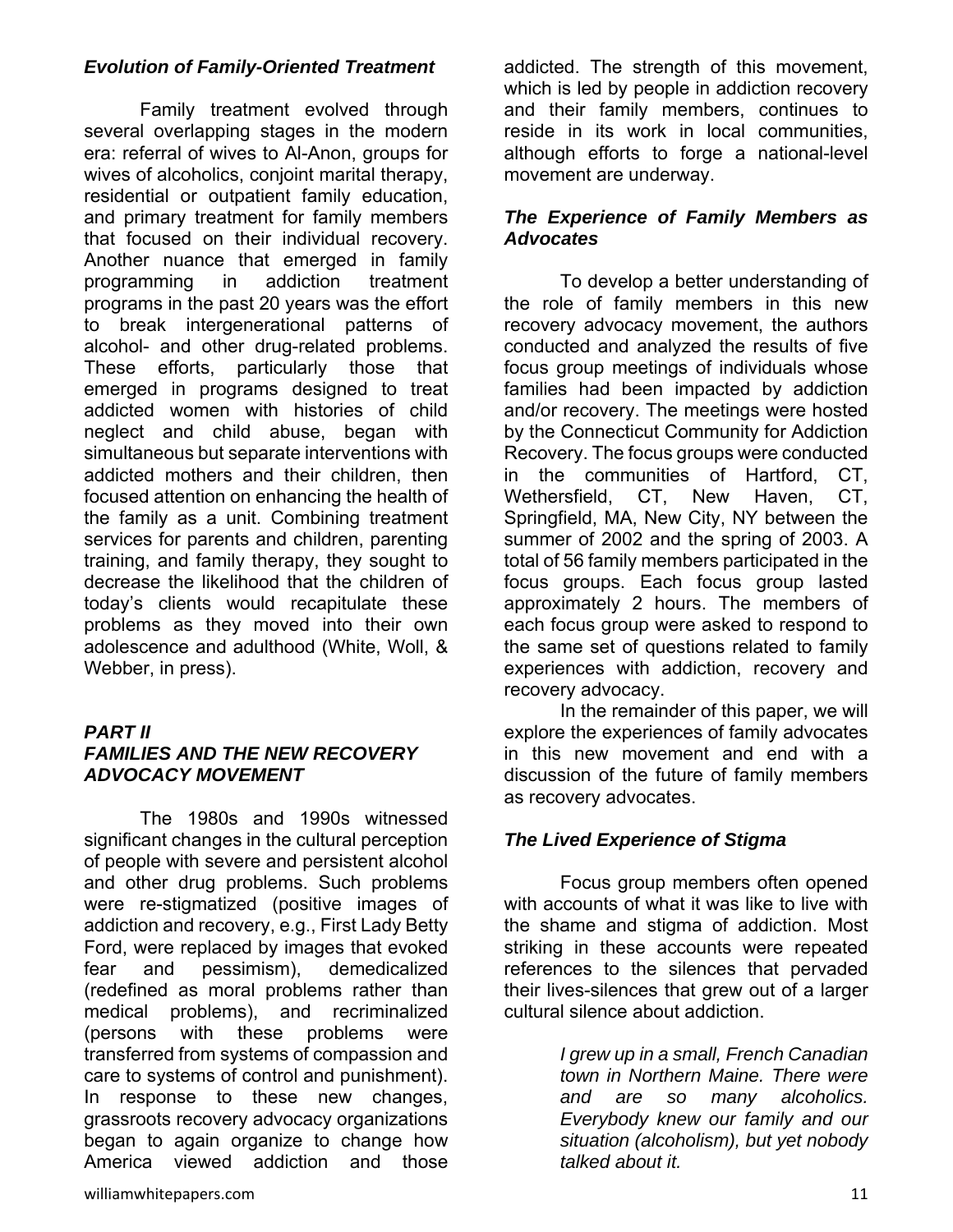### *Evolution of Family-Oriented Treatment*

Family treatment evolved through several overlapping stages in the modern era: referral of wives to Al-Anon, groups for wives of alcoholics, conjoint marital therapy, residential or outpatient family education, and primary treatment for family members that focused on their individual recovery. Another nuance that emerged in family programming in addiction treatment programs in the past 20 years was the effort to break intergenerational patterns of alcohol- and other drug-related problems. These efforts, particularly those that emerged in programs designed to treat addicted women with histories of child neglect and child abuse, began with simultaneous but separate interventions with addicted mothers and their children, then focused attention on enhancing the health of the family as a unit. Combining treatment services for parents and children, parenting training, and family therapy, they sought to decrease the likelihood that the children of today's clients would recapitulate these problems as they moved into their own adolescence and adulthood (White, Woll, & Webber, in press).

## *PART II*
## *FAMILIES AND THE NEW RECOVERY ADVOCACY MOVEMENT*

The 1980s and 1990s witnessed significant changes in the cultural perception of people with severe and persistent alcohol and other drug problems. Such problems were re-stigmatized (positive images of addiction and recovery, e.g., First Lady Betty Ford, were replaced by images that evoked fear and pessimism), demedicalized (redefined as moral problems rather than medical problems), and recriminalized (persons with these problems were transferred from systems of compassion and care to systems of control and punishment). In response to these new changes, grassroots recovery advocacy organizations began to again organize to change how America viewed addiction and those addicted. The strength of this movement, which is led by people in addiction recovery and their family members, continues to reside in its work in local communities, although efforts to forge a national-level movement are underway.

### *The Experience of Family Members as Advocates*

To develop a better understanding of the role of family members in this new recovery advocacy movement, the authors conducted and analyzed the results of five focus group meetings of individuals whose families had been impacted by addiction and/or recovery. The meetings were hosted by the Connecticut Community for Addiction Recovery. The focus groups were conducted in the communities of Hartford, CT, Wethersfield, CT, New Haven, CT, Springfield, MA, New City, NY between the summer of 2002 and the spring of 2003. A total of 56 family members participated in the focus groups. Each focus group lasted approximately 2 hours. The members of each focus group were asked to respond to the same set of questions related to family experiences with addiction, recovery and recovery advocacy.

In the remainder of this paper, we will explore the experiences of family advocates in this new movement and end with a discussion of the future of family members as recovery advocates.

### *The Lived Experience of Stigma*

Focus group members often opened with accounts of what it was like to live with the shame and stigma of addiction. Most striking in these accounts were repeated references to the silences that pervaded their lives-silences that grew out of a larger cultural silence about addiction.

> *I grew up in a small, French Canadian town in Northern Maine. There were and are so many alcoholics. Everybody knew our family and our situation (alcoholism), but yet nobody talked about it.*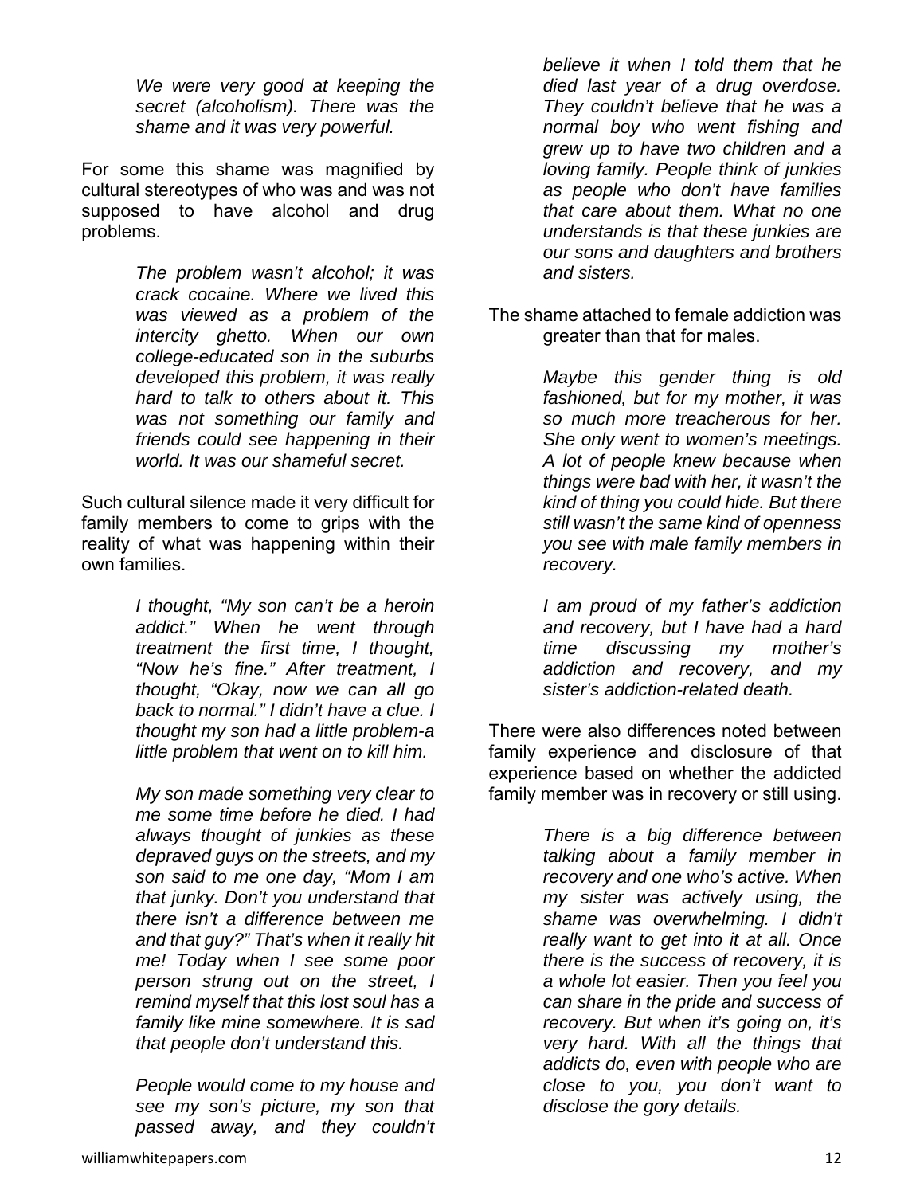*We were very good at keeping the secret (alcoholism). There was the shame and it was very powerful.*

For some this shame was magnified by cultural stereotypes of who was and was not supposed to have alcohol and drug problems.

> *The problem wasn't alcohol; it was crack cocaine. Where we lived this was viewed as a problem of the intercity ghetto. When our own college-educated son in the suburbs developed this problem, it was really hard to talk to others about it. This was not something our family and friends could see happening in their world. It was our shameful secret.*

Such cultural silence made it very difficult for family members to come to grips with the reality of what was happening within their own families.

> *I thought, "My son can't be a heroin addict." When he went through treatment the first time, I thought, "Now he's fine." After treatment, I thought, "Okay, now we can all go back to normal." I didn't have a clue. I thought my son had a little problem-a little problem that went on to kill him.*

> *My son made something very clear to me some time before he died. I had always thought of junkies as these depraved guys on the streets, and my son said to me one day, "Mom I am that junky. Don't you understand that there isn't a difference between me and that guy?" That's when it really hit me! Today when I see some poor person strung out on the street, I remind myself that this lost soul has a family like mine somewhere. It is sad that people don't understand this.*

> *People would come to my house and see my son's picture, my son that passed away, and they couldn't believe it when I told them that he died last year of a drug overdose. They couldn't believe that he was a normal boy who went fishing and grew up to have two children and a loving family. People think of junkies as people who don't have families that care about them. What no one understands is that these junkies are our sons and daughters and brothers and sisters.*

The shame attached to female addiction was greater than that for males.

> *Maybe this gender thing is old fashioned, but for my mother, it was so much more treacherous for her. She only went to women's meetings. A lot of people knew because when things were bad with her, it wasn't the kind of thing you could hide. But there still wasn't the same kind of openness you see with male family members in recovery.*

> *I am proud of my father's addiction and recovery, but I have had a hard time discussing my mother's addiction and recovery, and my sister's addiction-related death.*

There were also differences noted between family experience and disclosure of that experience based on whether the addicted family member was in recovery or still using.

> *There is a big difference between talking about a family member in recovery and one who's active. When my sister was actively using, the shame was overwhelming. I didn't really want to get into it at all. Once there is the success of recovery, it is a whole lot easier. Then you feel you can share in the pride and success of recovery. But when it's going on, it's very hard. With all the things that addicts do, even with people who are close to you, you don't want to disclose the gory details.*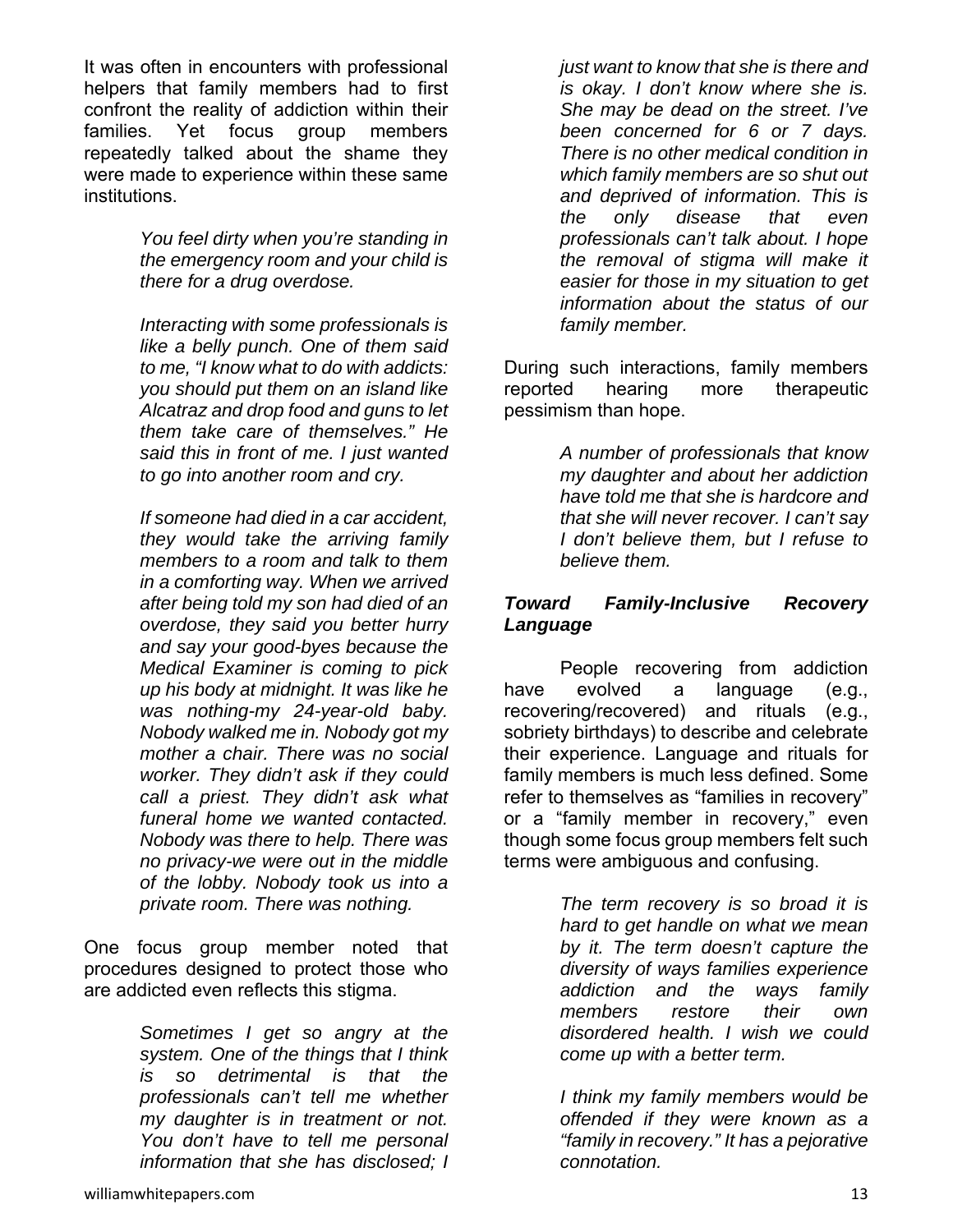It was often in encounters with professional helpers that family members had to first confront the reality of addiction within their families. Yet focus group members repeatedly talked about the shame they were made to experience within these same institutions.

> *You feel dirty when you're standing in the emergency room and your child is there for a drug overdose.*
>
> *Interacting with some professionals is like a belly punch. One of them said to me, "I know what to do with addicts: you should put them on an island like Alcatraz and drop food and guns to let them take care of themselves." He said this in front of me. I just wanted to go into another room and cry.*
>
> *If someone had died in a car accident, they would take the arriving family members to a room and talk to them in a comforting way. When we arrived after being told my son had died of an overdose, they said you better hurry and say your good-byes because the Medical Examiner is coming to pick up his body at midnight. It was like he was nothing-my 24-year-old baby. Nobody walked me in. Nobody got my mother a chair. There was no social worker. They didn't ask if they could call a priest. They didn't ask what funeral home we wanted contacted. Nobody was there to help. There was no privacy-we were out in the middle of the lobby. Nobody took us into a private room. There was nothing.*

One focus group member noted that procedures designed to protect those who are addicted even reflects this stigma.

> *Sometimes I get so angry at the system. One of the things that I think is so detrimental is that the professionals can't tell me whether my daughter is in treatment or not. You don't have to tell me personal information that she has disclosed; I just want to know that she is there and is okay. I don't know where she is. She may be dead on the street. I've been concerned for 6 or 7 days. There is no other medical condition in which family members are so shut out and deprived of information. This is the only disease that even professionals can't talk about. I hope the removal of stigma will make it easier for those in my situation to get information about the status of our family member.*

During such interactions, family members reported hearing more therapeutic pessimism than hope.

> *A number of professionals that know my daughter and about her addiction have told me that she is hardcore and that she will never recover. I can't say I don't believe them, but I refuse to believe them.*

### *Toward Family-Inclusive Recovery Language*

People recovering from addiction have evolved a language (e.g., recovering/recovered) and rituals (e.g., sobriety birthdays) to describe and celebrate their experience. Language and rituals for family members is much less defined. Some refer to themselves as "families in recovery" or a "family member in recovery," even though some focus group members felt such terms were ambiguous and confusing.

> *The term recovery is so broad it is hard to get handle on what we mean by it. The term doesn't capture the diversity of ways families experience addiction and the ways family members restore their own disordered health. I wish we could come up with a better term.*
>
> *I think my family members would be offended if they were known as a "family in recovery." It has a pejorative connotation.*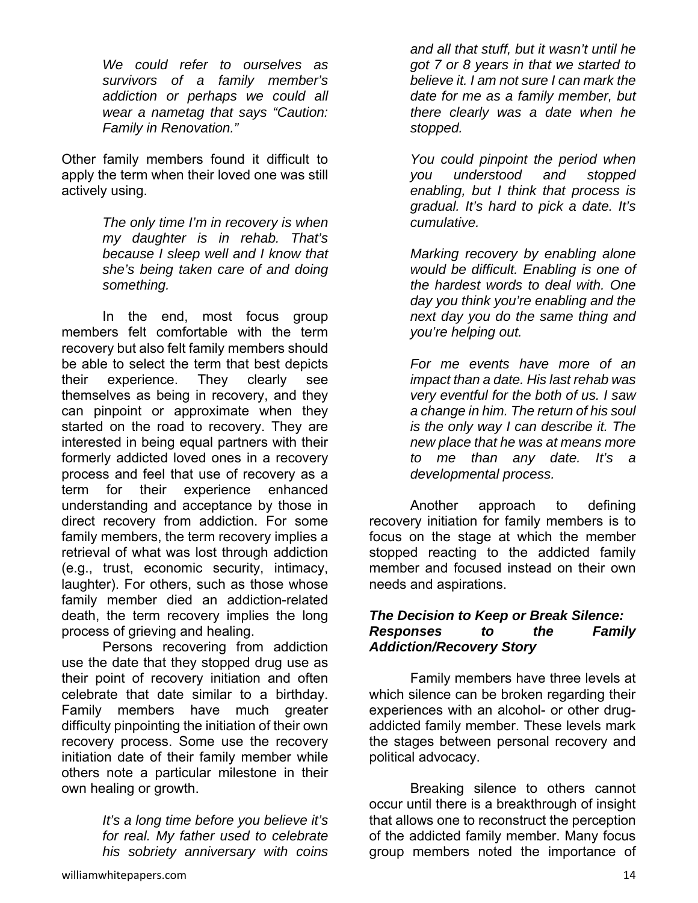*We could refer to ourselves as survivors of a family member's addiction or perhaps we could all wear a nametag that says "Caution: Family in Renovation."*

Other family members found it difficult to apply the term when their loved one was still actively using.

*The only time I'm in recovery is when my daughter is in rehab. That's because I sleep well and I know that she's being taken care of and doing something.*

In the end, most focus group members felt comfortable with the term recovery but also felt family members should be able to select the term that best depicts their experience. They clearly see themselves as being in recovery, and they can pinpoint or approximate when they started on the road to recovery. They are interested in being equal partners with their formerly addicted loved ones in a recovery process and feel that use of recovery as a term for their experience enhanced understanding and acceptance by those in direct recovery from addiction. For some family members, the term recovery implies a retrieval of what was lost through addiction (e.g., trust, economic security, intimacy, laughter). For others, such as those whose family member died an addiction-related death, the term recovery implies the long process of grieving and healing.

Persons recovering from addiction use the date that they stopped drug use as their point of recovery initiation and often celebrate that date similar to a birthday. Family members have much greater difficulty pinpointing the initiation of their own recovery process. Some use the recovery initiation date of their family member while others note a particular milestone in their own healing or growth.

*It's a long time before you believe it's for real. My father used to celebrate his sobriety anniversary with coins and all that stuff, but it wasn't until he got 7 or 8 years in that we started to believe it. I am not sure I can mark the date for me as a family member, but there clearly was a date when he stopped.*

*You could pinpoint the period when you understood and stopped enabling, but I think that process is gradual. It's hard to pick a date. It's cumulative.*

*Marking recovery by enabling alone would be difficult. Enabling is one of the hardest words to deal with. One day you think you're enabling and the next day you do the same thing and you're helping out.*

*For me events have more of an impact than a date. His last rehab was very eventful for the both of us. I saw a change in him. The return of his soul is the only way I can describe it. The new place that he was at means more to me than any date. It's a developmental process.*

Another approach to defining recovery initiation for family members is to focus on the stage at which the member stopped reacting to the addicted family member and focused instead on their own needs and aspirations.

***The Decision to Keep or Break Silence: Responses to the Family Addiction/Recovery Story***

Family members have three levels at which silence can be broken regarding their experiences with an alcohol- or other drug-addicted family member. These levels mark the stages between personal recovery and political advocacy.

Breaking silence to others cannot occur until there is a breakthrough of insight that allows one to reconstruct the perception of the addicted family member. Many focus group members noted the importance of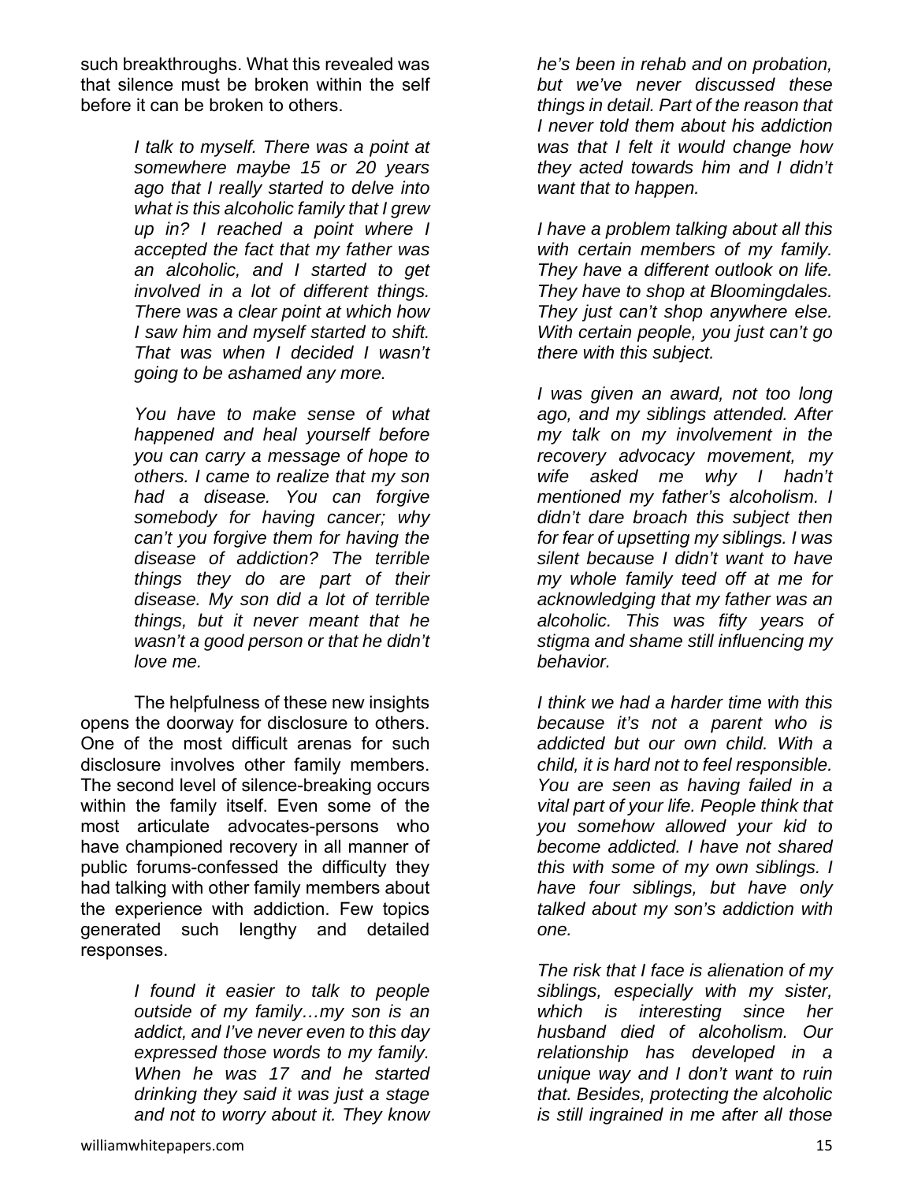such breakthroughs. What this revealed was that silence must be broken within the self before it can be broken to others.

> *I talk to myself. There was a point at somewhere maybe 15 or 20 years ago that I really started to delve into what is this alcoholic family that I grew up in? I reached a point where I accepted the fact that my father was an alcoholic, and I started to get involved in a lot of different things. There was a clear point at which how I saw him and myself started to shift. That was when I decided I wasn't going to be ashamed any more.*
>
> *You have to make sense of what happened and heal yourself before you can carry a message of hope to others. I came to realize that my son had a disease. You can forgive somebody for having cancer; why can't you forgive them for having the disease of addiction? The terrible things they do are part of their disease. My son did a lot of terrible things, but it never meant that he wasn't a good person or that he didn't love me.*

The helpfulness of these new insights opens the doorway for disclosure to others. One of the most difficult arenas for such disclosure involves other family members. The second level of silence-breaking occurs within the family itself. Even some of the most articulate advocates-persons who have championed recovery in all manner of public forums-confessed the difficulty they had talking with other family members about the experience with addiction. Few topics generated such lengthy and detailed responses.

> *I found it easier to talk to people outside of my family…my son is an addict, and I've never even to this day expressed those words to my family. When he was 17 and he started drinking they said it was just a stage and not to worry about it. They know he's been in rehab and on probation, but we've never discussed these things in detail. Part of the reason that I never told them about his addiction was that I felt it would change how they acted towards him and I didn't want that to happen.*
>
> *I have a problem talking about all this with certain members of my family. They have a different outlook on life. They have to shop at Bloomingdales. They just can't shop anywhere else. With certain people, you just can't go there with this subject.*
>
> *I was given an award, not too long ago, and my siblings attended. After my talk on my involvement in the recovery advocacy movement, my wife asked me why I hadn't mentioned my father's alcoholism. I didn't dare broach this subject then for fear of upsetting my siblings. I was silent because I didn't want to have my whole family teed off at me for acknowledging that my father was an alcoholic. This was fifty years of stigma and shame still influencing my behavior.*
>
> *I think we had a harder time with this because it's not a parent who is addicted but our own child. With a child, it is hard not to feel responsible. You are seen as having failed in a vital part of your life. People think that you somehow allowed your kid to become addicted. I have not shared this with some of my own siblings. I have four siblings, but have only talked about my son's addiction with one.*
>
> *The risk that I face is alienation of my siblings, especially with my sister, which is interesting since her husband died of alcoholism. Our relationship has developed in a unique way and I don't want to ruin that. Besides, protecting the alcoholic is still ingrained in me after all those*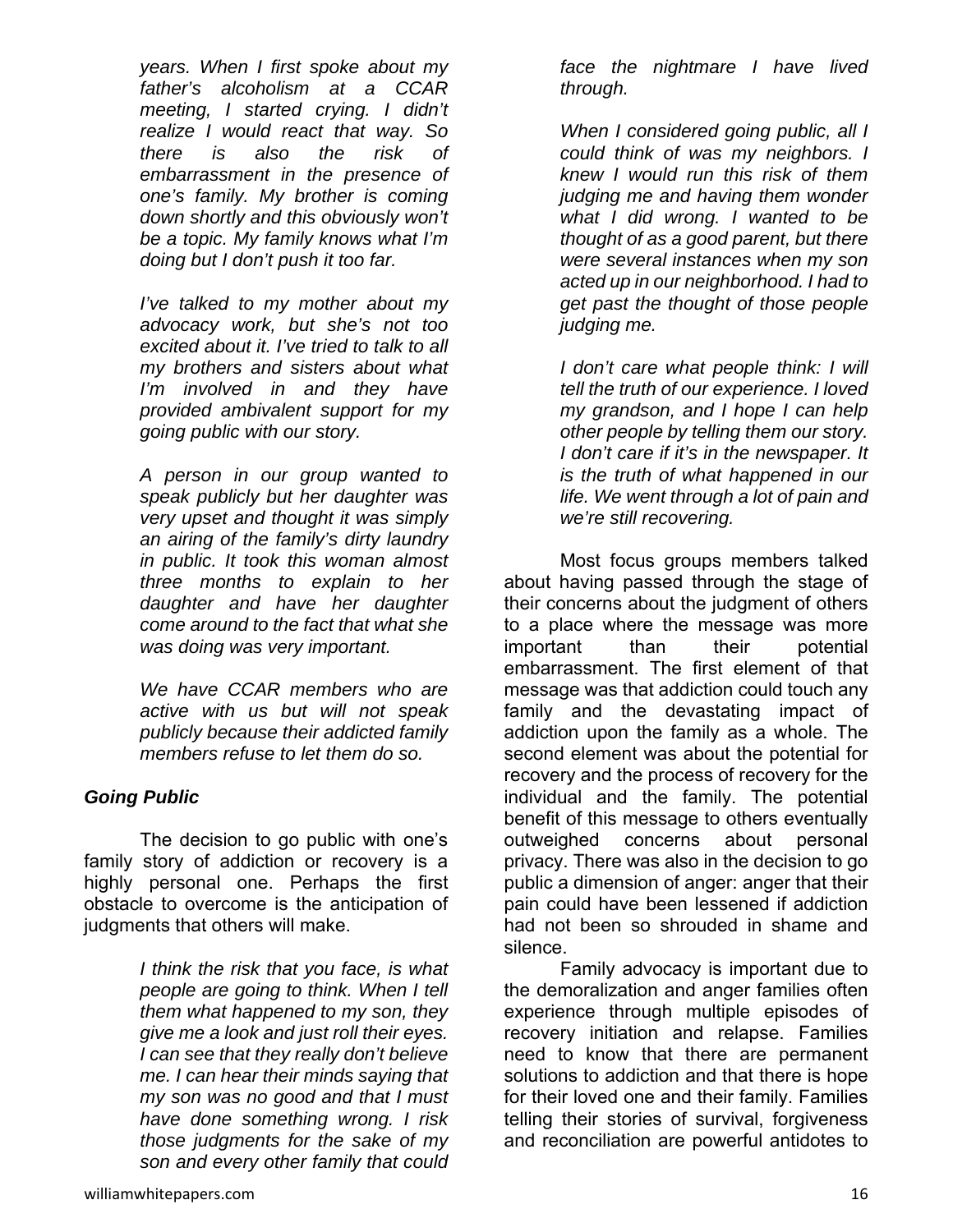*years. When I first spoke about my father's alcoholism at a CCAR meeting, I started crying. I didn't realize I would react that way. So there is also the risk of embarrassment in the presence of one's family. My brother is coming down shortly and this obviously won't be a topic. My family knows what I'm doing but I don't push it too far.*

*I've talked to my mother about my advocacy work, but she's not too excited about it. I've tried to talk to all my brothers and sisters about what I'm involved in and they have provided ambivalent support for my going public with our story.*

*A person in our group wanted to speak publicly but her daughter was very upset and thought it was simply an airing of the family's dirty laundry in public. It took this woman almost three months to explain to her daughter and have her daughter come around to the fact that what she was doing was very important.*

*We have CCAR members who are active with us but will not speak publicly because their addicted family members refuse to let them do so.*

### *Going Public*

The decision to go public with one's family story of addiction or recovery is a highly personal one. Perhaps the first obstacle to overcome is the anticipation of judgments that others will make.

> *I think the risk that you face, is what people are going to think. When I tell them what happened to my son, they give me a look and just roll their eyes. I can see that they really don't believe me. I can hear their minds saying that my son was no good and that I must have done something wrong. I risk those judgments for the sake of my son and every other family that could face the nightmare I have lived through.*
>
> *When I considered going public, all I could think of was my neighbors. I knew I would run this risk of them judging me and having them wonder what I did wrong. I wanted to be thought of as a good parent, but there were several instances when my son acted up in our neighborhood. I had to get past the thought of those people judging me.*
>
> *I don't care what people think: I will tell the truth of our experience. I loved my grandson, and I hope I can help other people by telling them our story. I don't care if it's in the newspaper. It is the truth of what happened in our life. We went through a lot of pain and we're still recovering.*

Most focus groups members talked about having passed through the stage of their concerns about the judgment of others to a place where the message was more important than their potential embarrassment. The first element of that message was that addiction could touch any family and the devastating impact of addiction upon the family as a whole. The second element was about the potential for recovery and the process of recovery for the individual and the family. The potential benefit of this message to others eventually outweighed concerns about personal privacy. There was also in the decision to go public a dimension of anger: anger that their pain could have been lessened if addiction had not been so shrouded in shame and silence.

Family advocacy is important due to the demoralization and anger families often experience through multiple episodes of recovery initiation and relapse. Families need to know that there are permanent solutions to addiction and that there is hope for their loved one and their family. Families telling their stories of survival, forgiveness and reconciliation are powerful antidotes to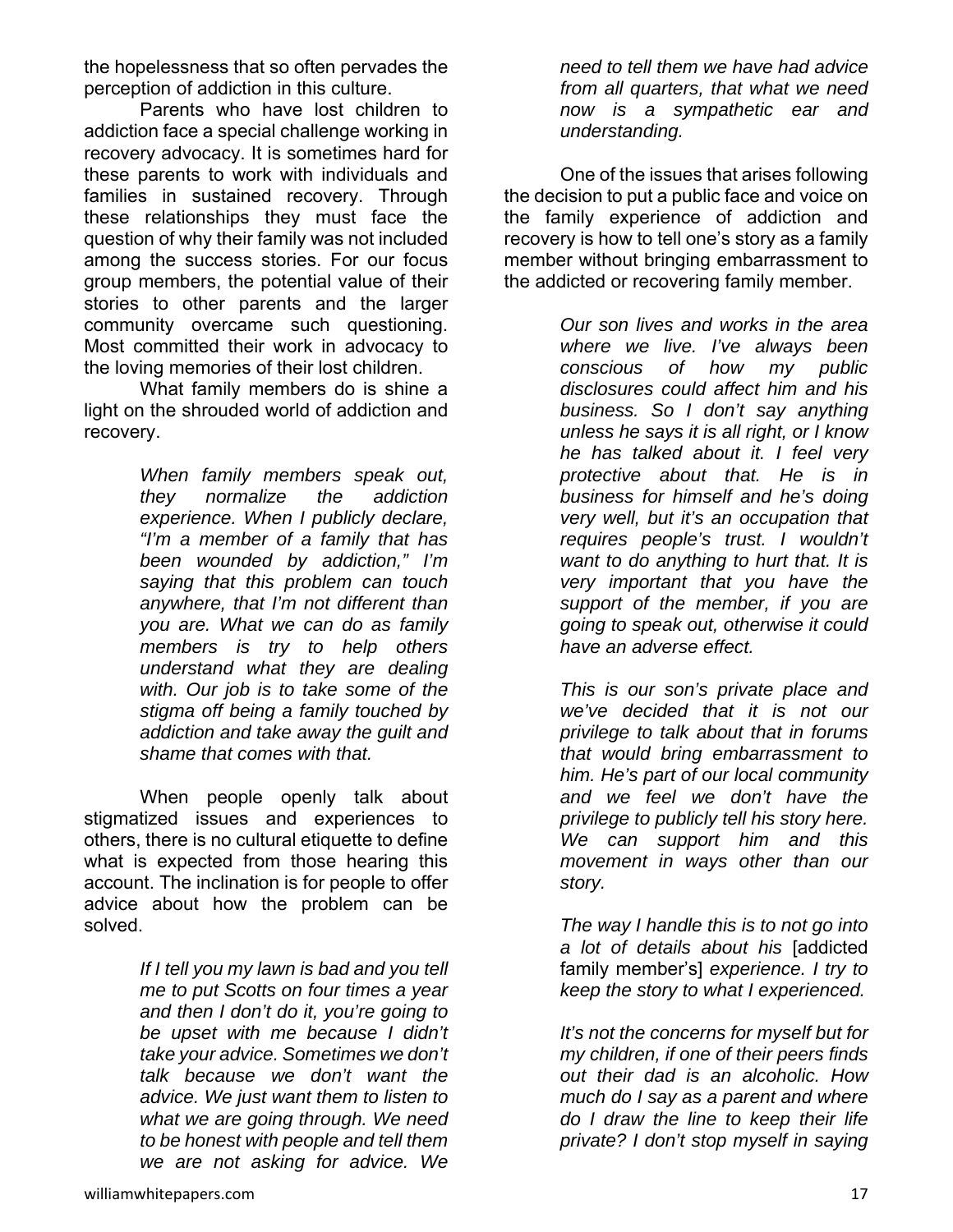the hopelessness that so often pervades the perception of addiction in this culture.

Parents who have lost children to addiction face a special challenge working in recovery advocacy. It is sometimes hard for these parents to work with individuals and families in sustained recovery. Through these relationships they must face the question of why their family was not included among the success stories. For our focus group members, the potential value of their stories to other parents and the larger community overcame such questioning. Most committed their work in advocacy to the loving memories of their lost children.

What family members do is shine a light on the shrouded world of addiction and recovery.

> *When family members speak out, they normalize the addiction experience. When I publicly declare, "I'm a member of a family that has been wounded by addiction," I'm saying that this problem can touch anywhere, that I'm not different than you are. What we can do as family members is try to help others understand what they are dealing with. Our job is to take some of the stigma off being a family touched by addiction and take away the guilt and shame that comes with that.*

When people openly talk about stigmatized issues and experiences to others, there is no cultural etiquette to define what is expected from those hearing this account. The inclination is for people to offer advice about how the problem can be solved.

> *If I tell you my lawn is bad and you tell me to put Scotts on four times a year and then I don't do it, you're going to be upset with me because I didn't take your advice. Sometimes we don't talk because we don't want the advice. We just want them to listen to what we are going through. We need to be honest with people and tell them we are not asking for advice. We need to tell them we have had advice from all quarters, that what we need now is a sympathetic ear and understanding.*

One of the issues that arises following the decision to put a public face and voice on the family experience of addiction and recovery is how to tell one's story as a family member without bringing embarrassment to the addicted or recovering family member.

> *Our son lives and works in the area where we live. I've always been conscious of how my public disclosures could affect him and his business. So I don't say anything unless he says it is all right, or I know he has talked about it. I feel very protective about that. He is in business for himself and he's doing very well, but it's an occupation that requires people's trust. I wouldn't want to do anything to hurt that. It is very important that you have the support of the member, if you are going to speak out, otherwise it could have an adverse effect.*

> *This is our son's private place and we've decided that it is not our privilege to talk about that in forums that would bring embarrassment to him. He's part of our local community and we feel we don't have the privilege to publicly tell his story here. We can support him and this movement in ways other than our story.*

> *The way I handle this is to not go into a lot of details about his* [addicted family member's] *experience. I try to keep the story to what I experienced.*

> *It's not the concerns for myself but for my children, if one of their peers finds out their dad is an alcoholic. How much do I say as a parent and where do I draw the line to keep their life private? I don't stop myself in saying*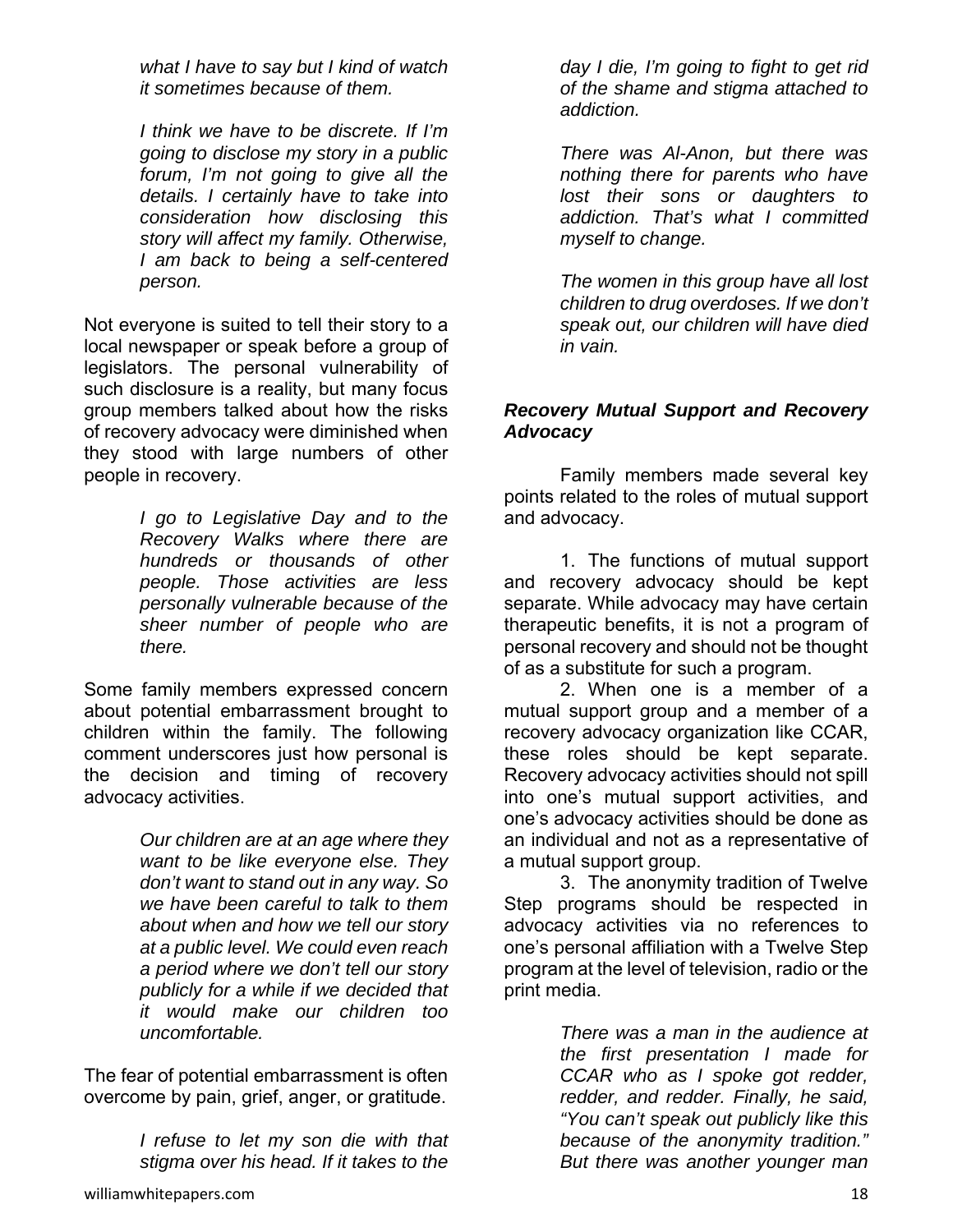*what I have to say but I kind of watch it sometimes because of them.*

*I think we have to be discrete. If I'm going to disclose my story in a public forum, I'm not going to give all the details. I certainly have to take into consideration how disclosing this story will affect my family. Otherwise, I am back to being a self-centered person.*

Not everyone is suited to tell their story to a local newspaper or speak before a group of legislators. The personal vulnerability of such disclosure is a reality, but many focus group members talked about how the risks of recovery advocacy were diminished when they stood with large numbers of other people in recovery.

*I go to Legislative Day and to the Recovery Walks where there are hundreds or thousands of other people. Those activities are less personally vulnerable because of the sheer number of people who are there.*

Some family members expressed concern about potential embarrassment brought to children within the family. The following comment underscores just how personal is the decision and timing of recovery advocacy activities.

*Our children are at an age where they want to be like everyone else. They don't want to stand out in any way. So we have been careful to talk to them about when and how we tell our story at a public level. We could even reach a period where we don't tell our story publicly for a while if we decided that it would make our children too uncomfortable.*

The fear of potential embarrassment is often overcome by pain, grief, anger, or gratitude.

*I refuse to let my son die with that stigma over his head. If it takes to the day I die, I'm going to fight to get rid of the shame and stigma attached to addiction.*

*There was Al-Anon, but there was nothing there for parents who have lost their sons or daughters to addiction. That's what I committed myself to change.*

*The women in this group have all lost children to drug overdoses. If we don't speak out, our children will have died in vain.*

### *Recovery Mutual Support and Recovery Advocacy*

Family members made several key points related to the roles of mutual support and advocacy.

1. The functions of mutual support and recovery advocacy should be kept separate. While advocacy may have certain therapeutic benefits, it is not a program of personal recovery and should not be thought of as a substitute for such a program.
2. When one is a member of a mutual support group and a member of a recovery advocacy organization like CCAR, these roles should be kept separate. Recovery advocacy activities should not spill into one's mutual support activities, and one's advocacy activities should be done as an individual and not as a representative of a mutual support group.
3. The anonymity tradition of Twelve Step programs should be respected in advocacy activities via no references to one's personal affiliation with a Twelve Step program at the level of television, radio or the print media.

*There was a man in the audience at the first presentation I made for CCAR who as I spoke got redder, redder, and redder. Finally, he said, "You can't speak out publicly like this because of the anonymity tradition." But there was another younger man*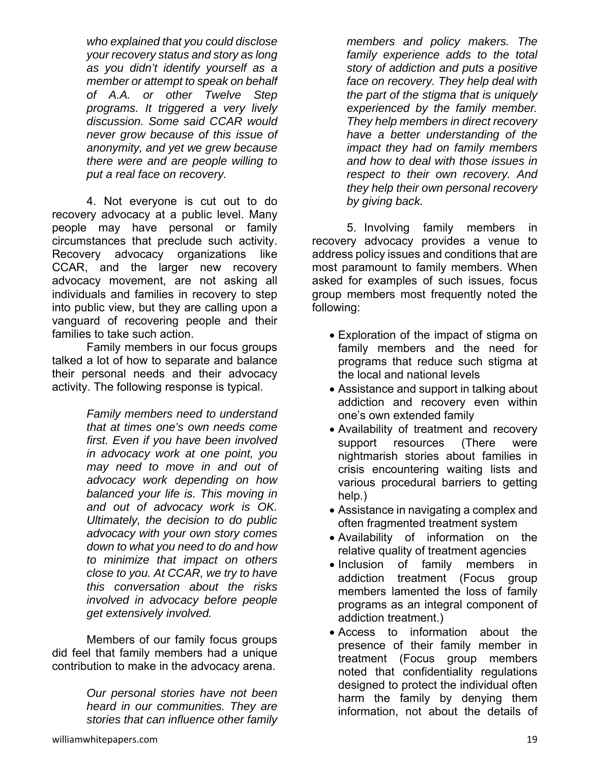*who explained that you could disclose your recovery status and story as long as you didn't identify yourself as a member or attempt to speak on behalf of A.A. or other Twelve Step programs. It triggered a very lively discussion. Some said CCAR would never grow because of this issue of anonymity, and yet we grew because there were and are people willing to put a real face on recovery.*

4. Not everyone is cut out to do recovery advocacy at a public level. Many people may have personal or family circumstances that preclude such activity. Recovery advocacy organizations like CCAR, and the larger new recovery advocacy movement, are not asking all individuals and families in recovery to step into public view, but they are calling upon a vanguard of recovering people and their families to take such action.

Family members in our focus groups talked a lot of how to separate and balance their personal needs and their advocacy activity. The following response is typical.

> *Family members need to understand that at times one's own needs come first. Even if you have been involved in advocacy work at one point, you may need to move in and out of advocacy work depending on how balanced your life is. This moving in and out of advocacy work is OK. Ultimately, the decision to do public advocacy with your own story comes down to what you need to do and how to minimize that impact on others close to you. At CCAR, we try to have this conversation about the risks involved in advocacy before people get extensively involved.*

Members of our family focus groups did feel that family members had a unique contribution to make in the advocacy arena.

> *Our personal stories have not been heard in our communities. They are stories that can influence other family members and policy makers. The family experience adds to the total story of addiction and puts a positive face on recovery. They help deal with the part of the stigma that is uniquely experienced by the family member. They help members in direct recovery have a better understanding of the impact they had on family members and how to deal with those issues in respect to their own recovery. And they help their own personal recovery by giving back.*

5. Involving family members in recovery advocacy provides a venue to address policy issues and conditions that are most paramount to family members. When asked for examples of such issues, focus group members most frequently noted the following:

- Exploration of the impact of stigma on family members and the need for programs that reduce such stigma at the local and national levels
- Assistance and support in talking about addiction and recovery even within one's own extended family
- Availability of treatment and recovery support resources (There were nightmarish stories about families in crisis encountering waiting lists and various procedural barriers to getting help.)
- Assistance in navigating a complex and often fragmented treatment system
- Availability of information on the relative quality of treatment agencies
- Inclusion of family members in addiction treatment (Focus group members lamented the loss of family programs as an integral component of addiction treatment.)
- Access to information about the presence of their family member in treatment (Focus group members noted that confidentiality regulations designed to protect the individual often harm the family by denying them information, not about the details of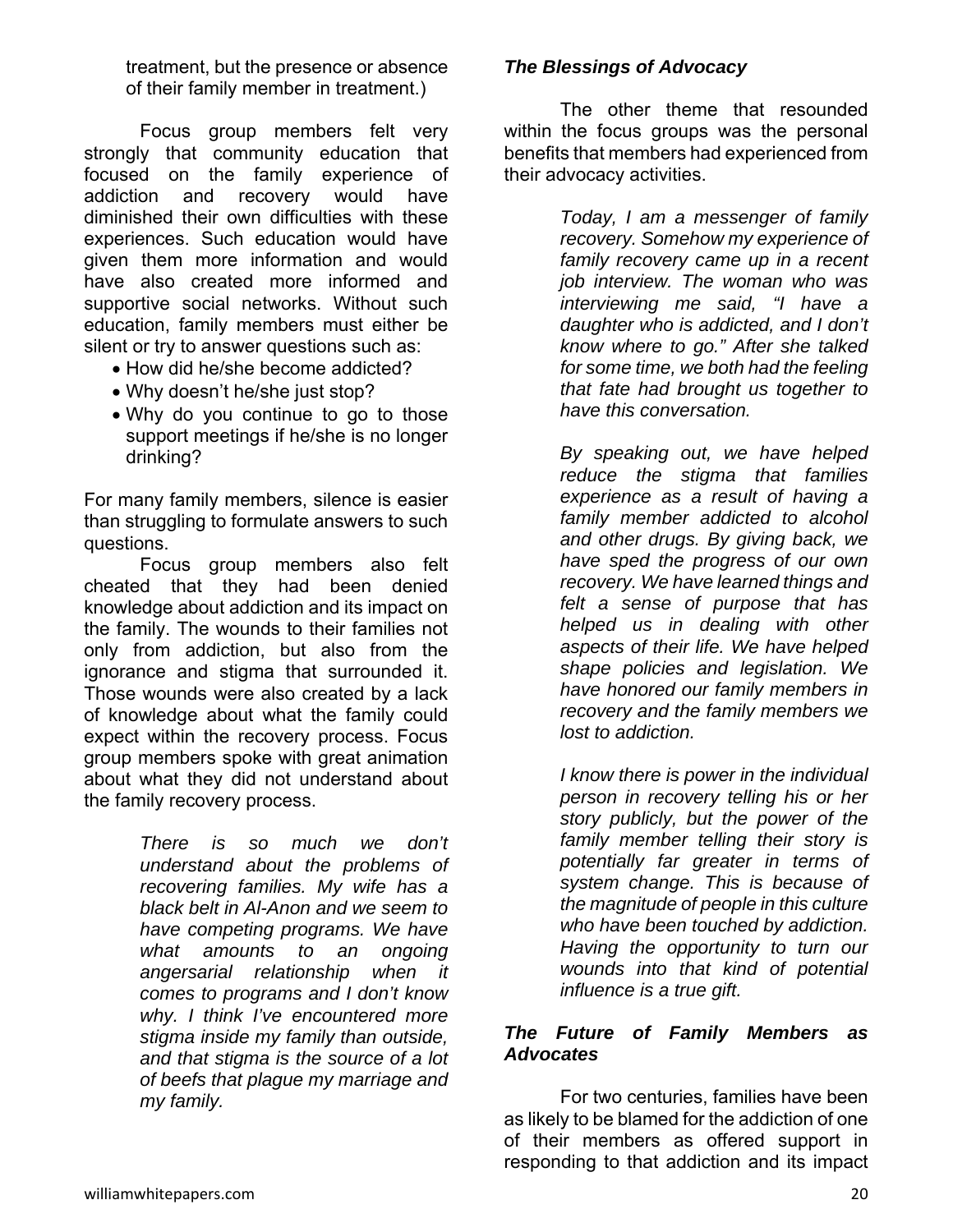treatment, but the presence or absence of their family member in treatment.)

Focus group members felt very strongly that community education that focused on the family experience of addiction and recovery would have diminished their own difficulties with these experiences. Such education would have given them more information and would have also created more informed and supportive social networks. Without such education, family members must either be silent or try to answer questions such as:

- How did he/she become addicted?
- Why doesn't he/she just stop?
- Why do you continue to go to those support meetings if he/she is no longer drinking?

For many family members, silence is easier than struggling to formulate answers to such questions.

Focus group members also felt cheated that they had been denied knowledge about addiction and its impact on the family. The wounds to their families not only from addiction, but also from the ignorance and stigma that surrounded it. Those wounds were also created by a lack of knowledge about what the family could expect within the recovery process. Focus group members spoke with great animation about what they did not understand about the family recovery process.

> *There is so much we don't understand about the problems of recovering families. My wife has a black belt in Al-Anon and we seem to have competing programs. We have what amounts to an ongoing angersarial relationship when it comes to programs and I don't know why. I think I've encountered more stigma inside my family than outside, and that stigma is the source of a lot of beefs that plague my marriage and my family.*

### *The Blessings of Advocacy*

The other theme that resounded within the focus groups was the personal benefits that members had experienced from their advocacy activities.

> *Today, I am a messenger of family recovery. Somehow my experience of family recovery came up in a recent job interview. The woman who was interviewing me said, "I have a daughter who is addicted, and I don't know where to go." After she talked for some time, we both had the feeling that fate had brought us together to have this conversation.*

> *By speaking out, we have helped reduce the stigma that families experience as a result of having a family member addicted to alcohol and other drugs. By giving back, we have sped the progress of our own recovery. We have learned things and felt a sense of purpose that has helped us in dealing with other aspects of their life. We have helped shape policies and legislation. We have honored our family members in recovery and the family members we lost to addiction.*

> *I know there is power in the individual person in recovery telling his or her story publicly, but the power of the family member telling their story is potentially far greater in terms of system change. This is because of the magnitude of people in this culture who have been touched by addiction. Having the opportunity to turn our wounds into that kind of potential influence is a true gift.*

### *The Future of Family Members as Advocates*

For two centuries, families have been as likely to be blamed for the addiction of one of their members as offered support in responding to that addiction and its impact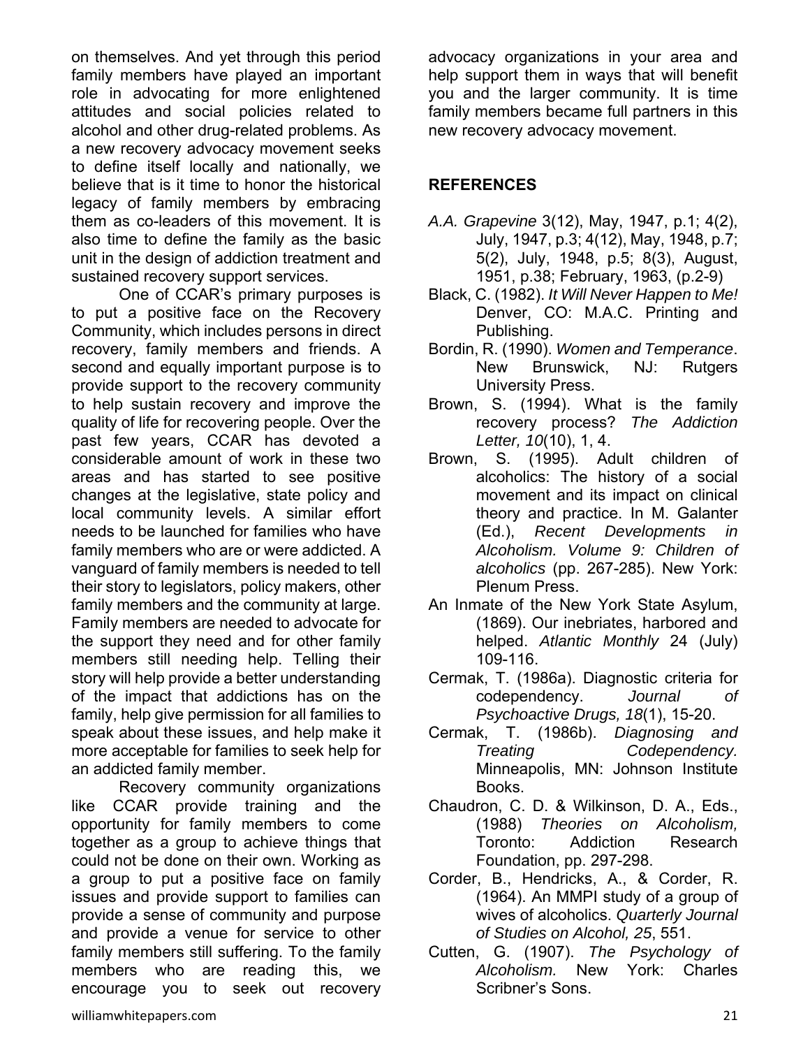on themselves. And yet through this period family members have played an important role in advocating for more enlightened attitudes and social policies related to alcohol and other drug-related problems. As a new recovery advocacy movement seeks to define itself locally and nationally, we believe that is it time to honor the historical legacy of family members by embracing them as co-leaders of this movement. It is also time to define the family as the basic unit in the design of addiction treatment and sustained recovery support services.

One of CCAR's primary purposes is to put a positive face on the Recovery Community, which includes persons in direct recovery, family members and friends. A second and equally important purpose is to provide support to the recovery community to help sustain recovery and improve the quality of life for recovering people. Over the past few years, CCAR has devoted a considerable amount of work in these two areas and has started to see positive changes at the legislative, state policy and local community levels. A similar effort needs to be launched for families who have family members who are or were addicted. A vanguard of family members is needed to tell their story to legislators, policy makers, other family members and the community at large. Family members are needed to advocate for the support they need and for other family members still needing help. Telling their story will help provide a better understanding of the impact that addictions has on the family, help give permission for all families to speak about these issues, and help make it more acceptable for families to seek help for an addicted family member.

Recovery community organizations like CCAR provide training and the opportunity for family members to come together as a group to achieve things that could not be done on their own. Working as a group to put a positive face on family issues and provide support to families can provide a sense of community and purpose and provide a venue for service to other family members still suffering. To the family members who are reading this, we encourage you to seek out recovery advocacy organizations in your area and help support them in ways that will benefit you and the larger community. It is time family members became full partners in this new recovery advocacy movement.

## REFERENCES

*A.A. Grapevine* 3(12), May, 1947, p.1; 4(2), July, 1947, p.3; 4(12), May, 1948, p.7; 5(2), July, 1948, p.5; 8(3), August, 1951, p.38; February, 1963, (p.2-9)

Black, C. (1982). *It Will Never Happen to Me!* Denver, CO: M.A.C. Printing and Publishing.

Bordin, R. (1990). *Women and Temperance*. New Brunswick, NJ: Rutgers University Press.

Brown, S. (1994). What is the family recovery process? *The Addiction Letter, 10*(10), 1, 4.

Brown, S. (1995). Adult children of alcoholics: The history of a social movement and its impact on clinical theory and practice. In M. Galanter (Ed.), *Recent Developments in Alcoholism. Volume 9: Children of alcoholics* (pp. 267-285). New York: Plenum Press.

An Inmate of the New York State Asylum, (1869). Our inebriates, harbored and helped. *Atlantic Monthly* 24 (July) 109-116.

Cermak, T. (1986a). Diagnostic criteria for codependency. *Journal of Psychoactive Drugs, 18*(1), 15-20.

Cermak, T. (1986b). *Diagnosing and Treating Codependency.* Minneapolis, MN: Johnson Institute Books.

Chaudron, C. D. & Wilkinson, D. A., Eds., (1988) *Theories on Alcoholism,* Toronto: Addiction Research Foundation, pp. 297-298.

Corder, B., Hendricks, A., & Corder, R. (1964). An MMPI study of a group of wives of alcoholics. *Quarterly Journal of Studies on Alcohol, 25*, 551.

Cutten, G. (1907). *The Psychology of Alcoholism.* New York: Charles Scribner's Sons.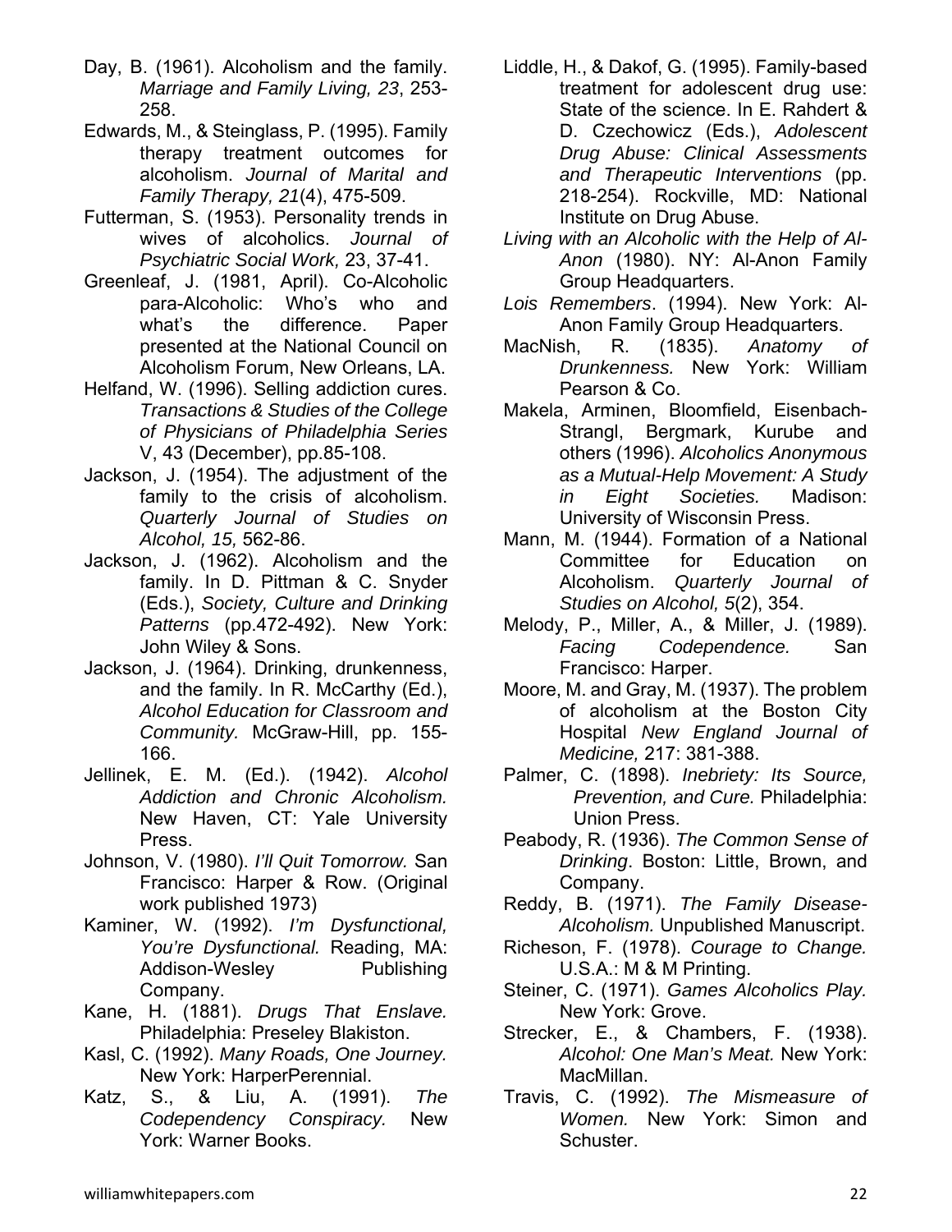Day, B. (1961). Alcoholism and the family. *Marriage and Family Living, 23*, 253-258.

Edwards, M., & Steinglass, P. (1995). Family therapy treatment outcomes for alcoholism. *Journal of Marital and Family Therapy, 21*(4), 475-509.

Futterman, S. (1953). Personality trends in wives of alcoholics. *Journal of Psychiatric Social Work,* 23, 37-41.

Greenleaf, J. (1981, April). Co-Alcoholic para-Alcoholic: Who's who and what's the difference. Paper presented at the National Council on Alcoholism Forum, New Orleans, LA.

Helfand, W. (1996). Selling addiction cures. *Transactions & Studies of the College of Physicians of Philadelphia Series* V, 43 (December), pp.85-108.

Jackson, J. (1954). The adjustment of the family to the crisis of alcoholism. *Quarterly Journal of Studies on Alcohol, 15,* 562-86.

Jackson, J. (1962). Alcoholism and the family. In D. Pittman & C. Snyder (Eds.), *Society, Culture and Drinking Patterns* (pp.472-492). New York: John Wiley & Sons.

Jackson, J. (1964). Drinking, drunkenness, and the family. In R. McCarthy (Ed.), *Alcohol Education for Classroom and Community.* McGraw-Hill, pp. 155-166.

Jellinek, E. M. (Ed.). (1942). *Alcohol Addiction and Chronic Alcoholism.* New Haven, CT: Yale University Press.

Johnson, V. (1980). *I'll Quit Tomorrow.* San Francisco: Harper & Row. (Original work published 1973)

Kaminer, W. (1992). *I'm Dysfunctional, You're Dysfunctional.* Reading, MA: Addison-Wesley Publishing Company.

Kane, H. (1881). *Drugs That Enslave.* Philadelphia: Preseley Blakiston.

Kasl, C. (1992). *Many Roads, One Journey.* New York: HarperPerennial.

Katz, S., & Liu, A. (1991). *The Codependency Conspiracy.* New York: Warner Books.

Liddle, H., & Dakof, G. (1995). Family-based treatment for adolescent drug use: State of the science. In E. Rahdert & D. Czechowicz (Eds.), *Adolescent Drug Abuse: Clinical Assessments and Therapeutic Interventions* (pp. 218-254). Rockville, MD: National Institute on Drug Abuse.

*Living with an Alcoholic with the Help of Al-Anon* (1980). NY: Al-Anon Family Group Headquarters.

*Lois Remembers*. (1994). New York: Al-Anon Family Group Headquarters.

MacNish, R. (1835). *Anatomy of Drunkenness.* New York: William Pearson & Co.

Makela, Arminen, Bloomfield, Eisenbach-Strangl, Bergmark, Kurube and others (1996). *Alcoholics Anonymous as a Mutual-Help Movement: A Study in Eight Societies.* Madison: University of Wisconsin Press.

Mann, M. (1944). Formation of a National Committee for Education on Alcoholism. *Quarterly Journal of Studies on Alcohol, 5*(2), 354.

Melody, P., Miller, A., & Miller, J. (1989). *Facing Codependence.* San Francisco: Harper.

Moore, M. and Gray, M. (1937). The problem of alcoholism at the Boston City Hospital *New England Journal of Medicine,* 217: 381-388.

Palmer, C. (1898). *Inebriety: Its Source, Prevention, and Cure.* Philadelphia: Union Press.

Peabody, R. (1936). *The Common Sense of Drinking*. Boston: Little, Brown, and Company.

Reddy, B. (1971). *The Family Disease-Alcoholism.* Unpublished Manuscript.

Richeson, F. (1978). *Courage to Change.* U.S.A.: M & M Printing.

Steiner, C. (1971). *Games Alcoholics Play.* New York: Grove.

Strecker, E., & Chambers, F. (1938). *Alcohol: One Man's Meat.* New York: MacMillan.

Travis, C. (1992). *The Mismeasure of Women.* New York: Simon and Schuster.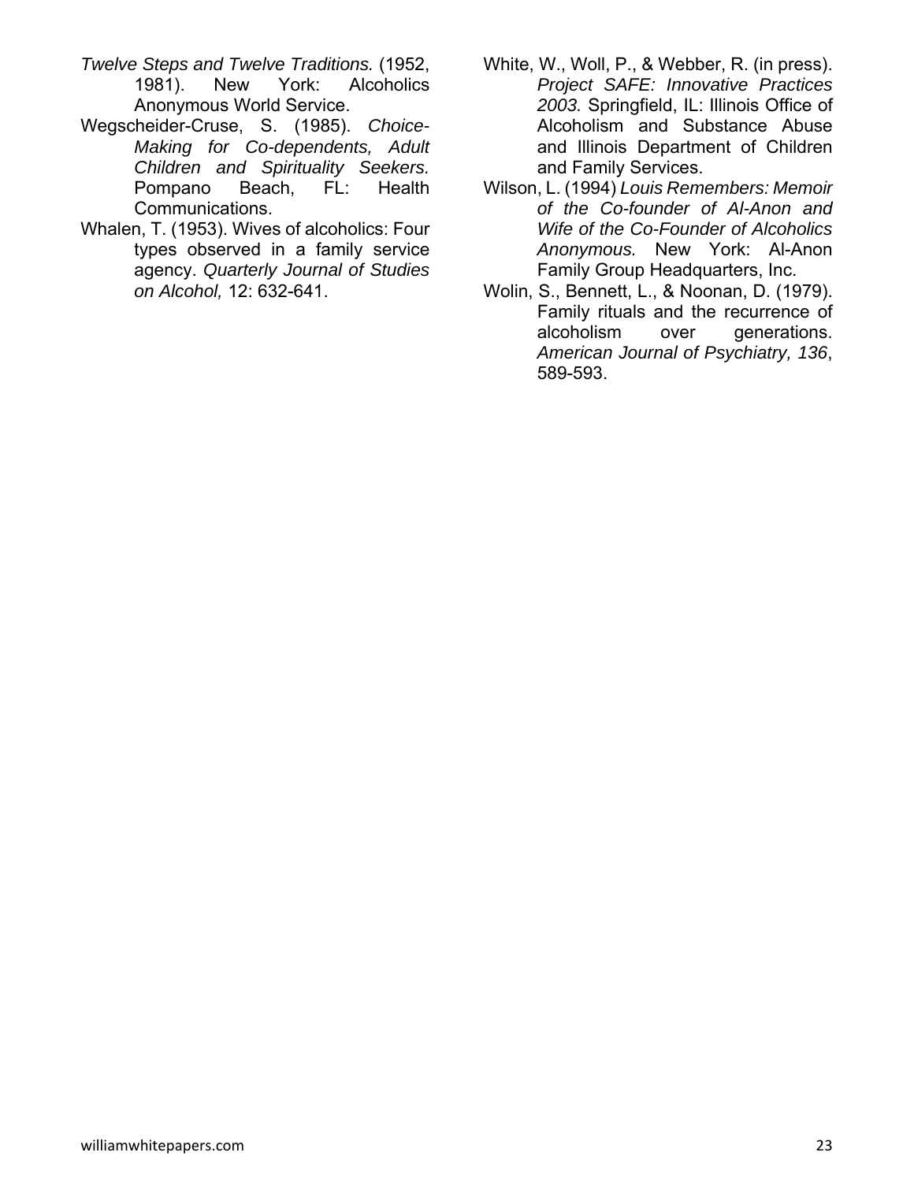*Twelve Steps and Twelve Traditions.* (1952, 1981). New York: Alcoholics Anonymous World Service.

Wegscheider-Cruse, S. (1985). *Choice-Making for Co-dependents, Adult Children and Spirituality Seekers.* Pompano Beach, FL: Health Communications.

Whalen, T. (1953). Wives of alcoholics: Four types observed in a family service agency. *Quarterly Journal of Studies on Alcohol,* 12: 632-641.

White, W., Woll, P., & Webber, R. (in press). *Project SAFE: Innovative Practices 2003.* Springfield, IL: Illinois Office of Alcoholism and Substance Abuse and Illinois Department of Children and Family Services.

Wilson, L. (1994) *Louis Remembers: Memoir of the Co-founder of Al-Anon and Wife of the Co-Founder of Alcoholics Anonymous.* New York: Al-Anon Family Group Headquarters, Inc.

Wolin, S., Bennett, L., & Noonan, D. (1979). Family rituals and the recurrence of alcoholism over generations. *American Journal of Psychiatry, 136*, 589-593.